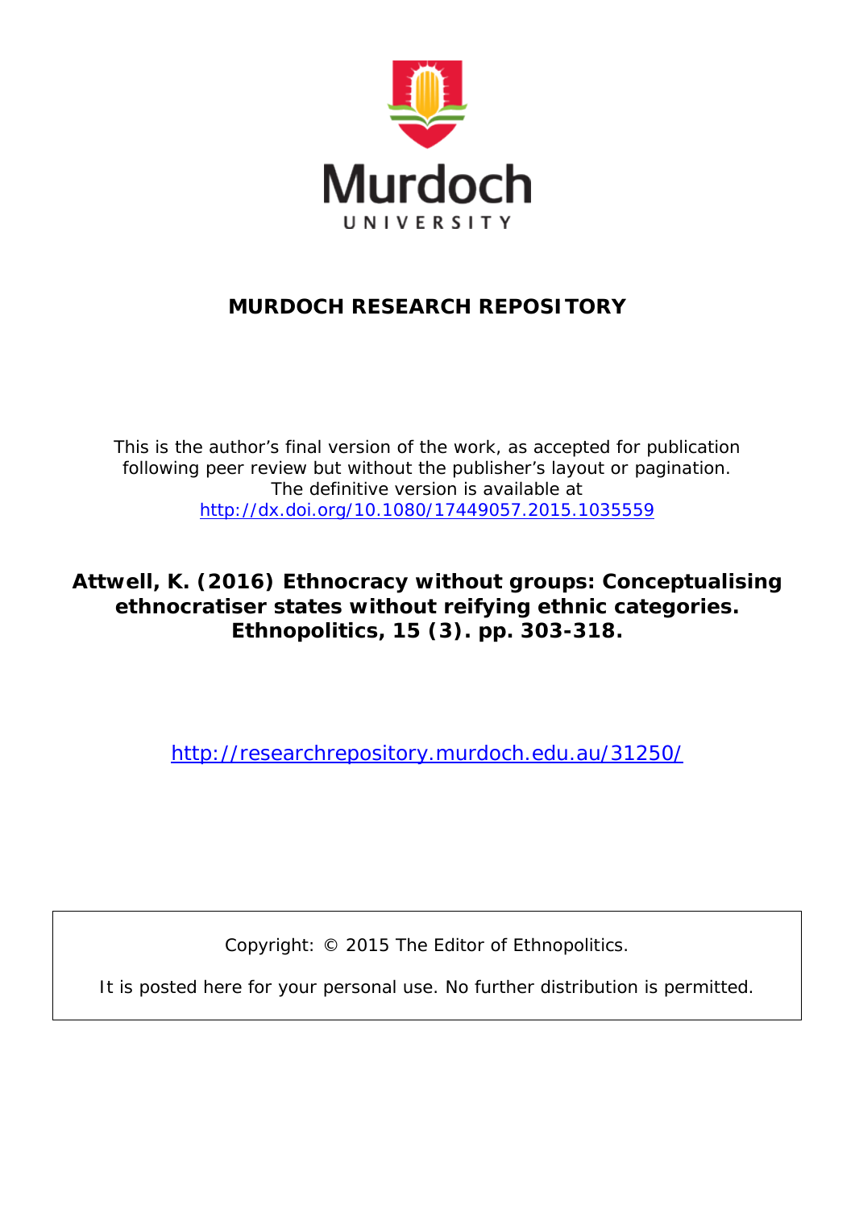Murdoch

UNIVERSITY

## MURDOCH RESEARCH REPOSITORY

This is the author's final version of the work, as accepted for publication following peer review but without the publisher's layout or pagination.
The definitive version is available at
http://dx.doi.org/10.1080/17449057.2015.1035559

**Attwell, K. (2016) Ethnocracy without groups: Conceptualising ethnocratiser states without reifying ethnic categories. Ethnopolitics, 15 (3). pp. 303-318.**

http://researchrepository.murdoch.edu.au/31250/

Copyright: © 2015 The Editor of Ethnopolitics.

It is posted here for your personal use. No further distribution is permitted.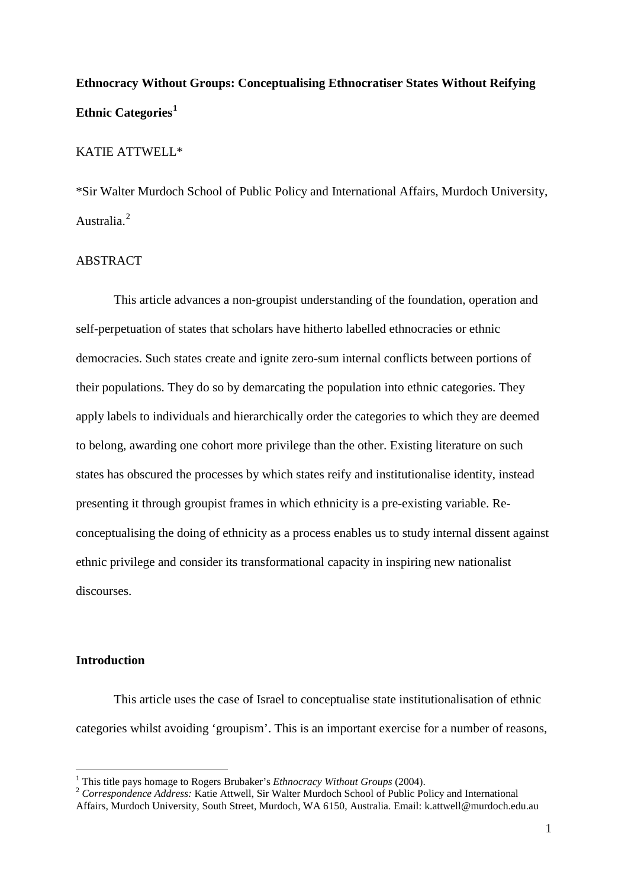**Ethnocracy Without Groups: Conceptualising Ethnocratiser States Without Reifying Ethnic Categories**[1]

KATIE ATTWELL*

*Sir Walter Murdoch School of Public Policy and International Affairs, Murdoch University, Australia.[2]

ABSTRACT

This article advances a non-groupist understanding of the foundation, operation and self-perpetuation of states that scholars have hitherto labelled ethnocracies or ethnic democracies. Such states create and ignite zero-sum internal conflicts between portions of their populations. They do so by demarcating the population into ethnic categories. They apply labels to individuals and hierarchically order the categories to which they are deemed to belong, awarding one cohort more privilege than the other. Existing literature on such states has obscured the processes by which states reify and institutionalise identity, instead presenting it through groupist frames in which ethnicity is a pre-existing variable. Re-conceptualising the doing of ethnicity as a process enables us to study internal dissent against ethnic privilege and consider its transformational capacity in inspiring new nationalist discourses.

**Introduction**

This article uses the case of Israel to conceptualise state institutionalisation of ethnic categories whilst avoiding 'groupism'. This is an important exercise for a number of reasons,

[1] This title pays homage to Rogers Brubaker's *Ethnocracy Without Groups* (2004).

[2] *Correspondence Address:* Katie Attwell, Sir Walter Murdoch School of Public Policy and International Affairs, Murdoch University, South Street, Murdoch, WA 6150, Australia. Email: k.attwell@murdoch.edu.au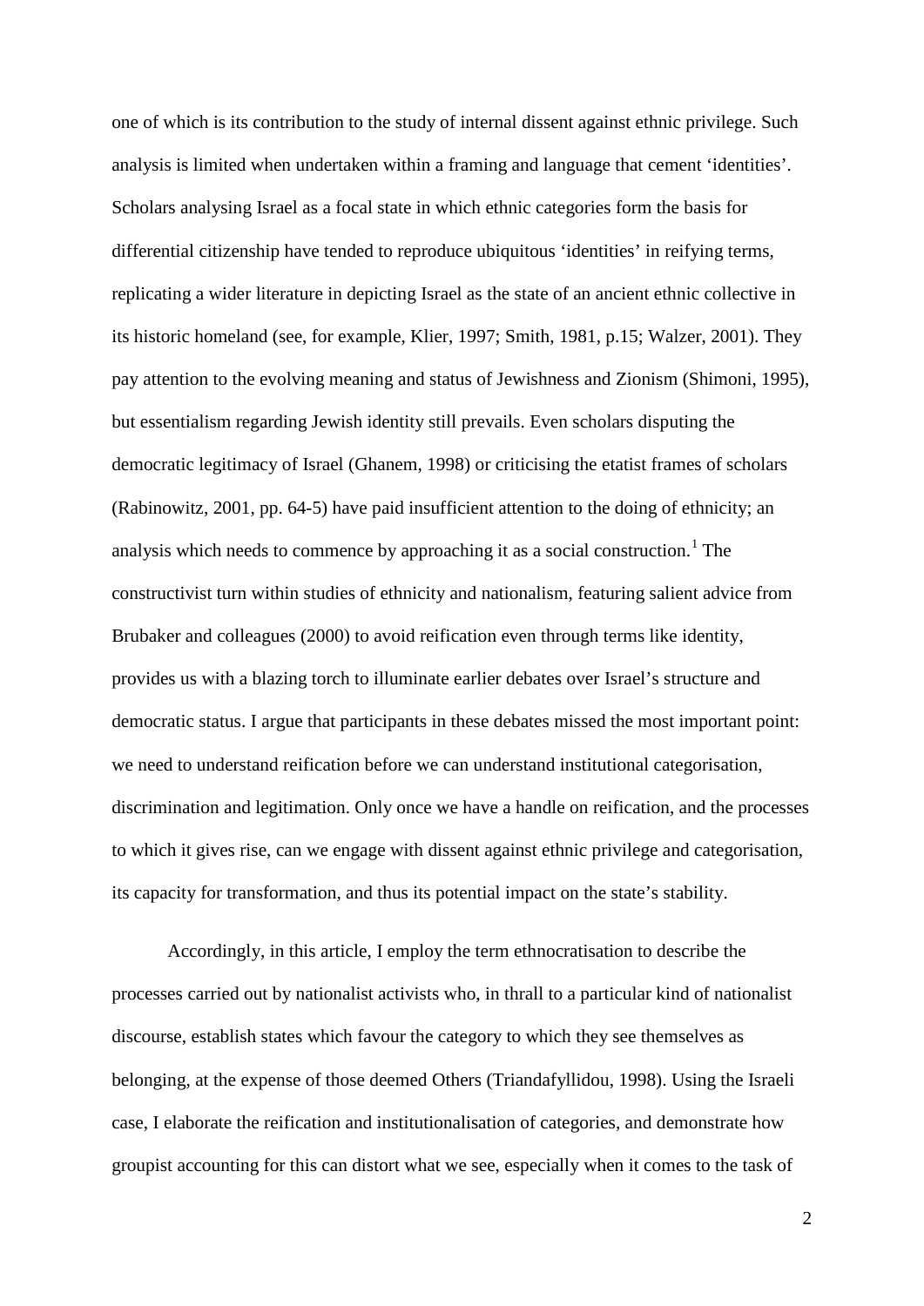one of which is its contribution to the study of internal dissent against ethnic privilege. Such analysis is limited when undertaken within a framing and language that cement 'identities'. Scholars analysing Israel as a focal state in which ethnic categories form the basis for differential citizenship have tended to reproduce ubiquitous 'identities' in reifying terms, replicating a wider literature in depicting Israel as the state of an ancient ethnic collective in its historic homeland (see, for example, Klier, 1997; Smith, 1981, p.15; Walzer, 2001). They pay attention to the evolving meaning and status of Jewishness and Zionism (Shimoni, 1995), but essentialism regarding Jewish identity still prevails. Even scholars disputing the democratic legitimacy of Israel (Ghanem, 1998) or criticising the etatist frames of scholars (Rabinowitz, 2001, pp. 64-5) have paid insufficient attention to the doing of ethnicity; an analysis which needs to commence by approaching it as a social construction.[1] The constructivist turn within studies of ethnicity and nationalism, featuring salient advice from Brubaker and colleagues (2000) to avoid reification even through terms like identity, provides us with a blazing torch to illuminate earlier debates over Israel's structure and democratic status. I argue that participants in these debates missed the most important point: we need to understand reification before we can understand institutional categorisation, discrimination and legitimation. Only once we have a handle on reification, and the processes to which it gives rise, can we engage with dissent against ethnic privilege and categorisation, its capacity for transformation, and thus its potential impact on the state's stability.

Accordingly, in this article, I employ the term ethnocratisation to describe the processes carried out by nationalist activists who, in thrall to a particular kind of nationalist discourse, establish states which favour the category to which they see themselves as belonging, at the expense of those deemed Others (Triandafyllidou, 1998). Using the Israeli case, I elaborate the reification and institutionalisation of categories, and demonstrate how groupist accounting for this can distort what we see, especially when it comes to the task of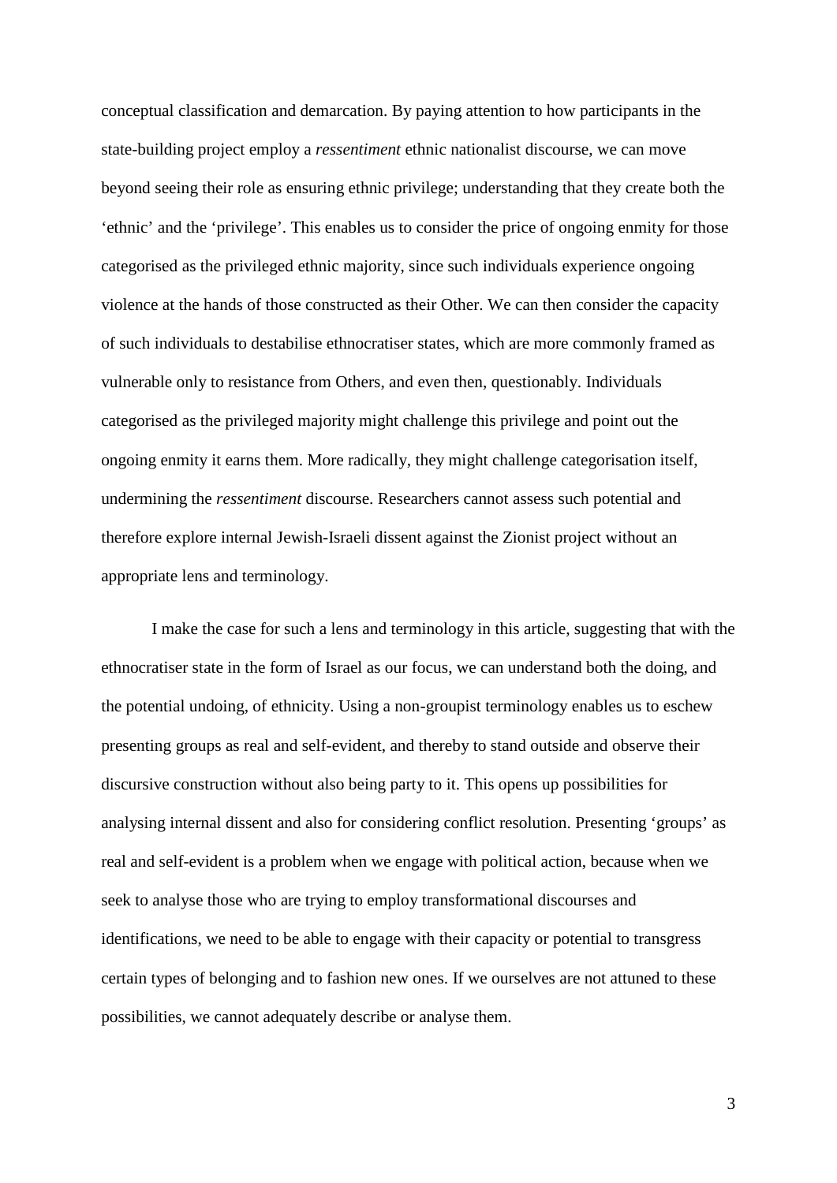conceptual classification and demarcation. By paying attention to how participants in the state-building project employ a *ressentiment* ethnic nationalist discourse, we can move beyond seeing their role as ensuring ethnic privilege; understanding that they create both the 'ethnic' and the 'privilege'. This enables us to consider the price of ongoing enmity for those categorised as the privileged ethnic majority, since such individuals experience ongoing violence at the hands of those constructed as their Other. We can then consider the capacity of such individuals to destabilise ethnocratiser states, which are more commonly framed as vulnerable only to resistance from Others, and even then, questionably. Individuals categorised as the privileged majority might challenge this privilege and point out the ongoing enmity it earns them. More radically, they might challenge categorisation itself, undermining the *ressentiment* discourse. Researchers cannot assess such potential and therefore explore internal Jewish-Israeli dissent against the Zionist project without an appropriate lens and terminology.

I make the case for such a lens and terminology in this article, suggesting that with the ethnocratiser state in the form of Israel as our focus, we can understand both the doing, and the potential undoing, of ethnicity. Using a non-groupist terminology enables us to eschew presenting groups as real and self-evident, and thereby to stand outside and observe their discursive construction without also being party to it. This opens up possibilities for analysing internal dissent and also for considering conflict resolution. Presenting 'groups' as real and self-evident is a problem when we engage with political action, because when we seek to analyse those who are trying to employ transformational discourses and identifications, we need to be able to engage with their capacity or potential to transgress certain types of belonging and to fashion new ones. If we ourselves are not attuned to these possibilities, we cannot adequately describe or analyse them.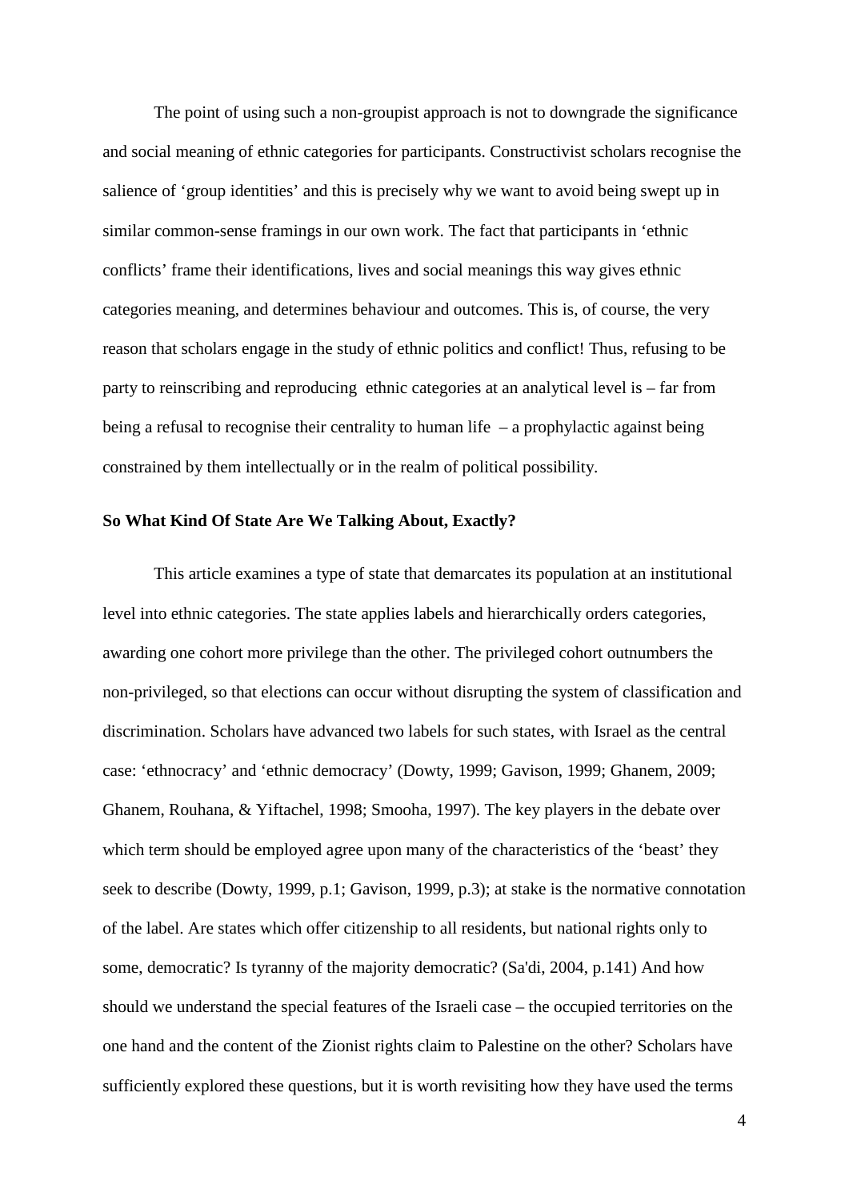The point of using such a non-groupist approach is not to downgrade the significance and social meaning of ethnic categories for participants. Constructivist scholars recognise the salience of 'group identities' and this is precisely why we want to avoid being swept up in similar common-sense framings in our own work. The fact that participants in 'ethnic conflicts' frame their identifications, lives and social meanings this way gives ethnic categories meaning, and determines behaviour and outcomes. This is, of course, the very reason that scholars engage in the study of ethnic politics and conflict! Thus, refusing to be party to reinscribing and reproducing ethnic categories at an analytical level is – far from being a refusal to recognise their centrality to human life – a prophylactic against being constrained by them intellectually or in the realm of political possibility.

**So What Kind Of State Are We Talking About, Exactly?**

This article examines a type of state that demarcates its population at an institutional level into ethnic categories. The state applies labels and hierarchically orders categories, awarding one cohort more privilege than the other. The privileged cohort outnumbers the non-privileged, so that elections can occur without disrupting the system of classification and discrimination. Scholars have advanced two labels for such states, with Israel as the central case: 'ethnocracy' and 'ethnic democracy' (Dowty, 1999; Gavison, 1999; Ghanem, 2009; Ghanem, Rouhana, & Yiftachel, 1998; Smooha, 1997). The key players in the debate over which term should be employed agree upon many of the characteristics of the 'beast' they seek to describe (Dowty, 1999, p.1; Gavison, 1999, p.3); at stake is the normative connotation of the label. Are states which offer citizenship to all residents, but national rights only to some, democratic? Is tyranny of the majority democratic? (Sa'di, 2004, p.141) And how should we understand the special features of the Israeli case – the occupied territories on the one hand and the content of the Zionist rights claim to Palestine on the other? Scholars have sufficiently explored these questions, but it is worth revisiting how they have used the terms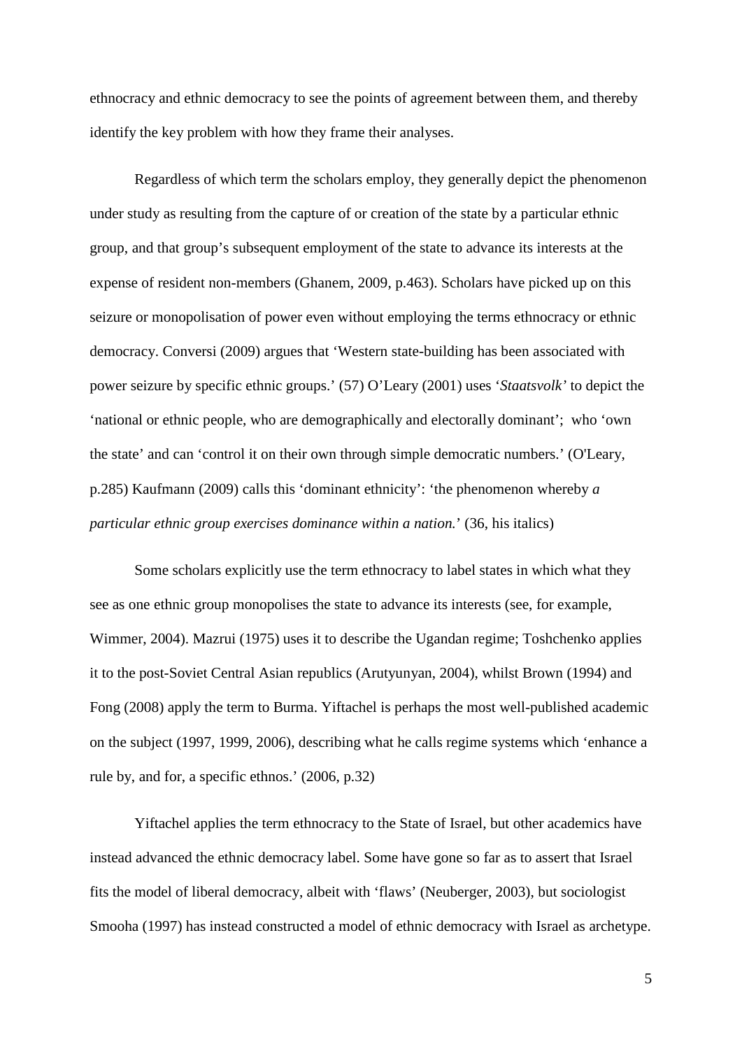ethnocracy and ethnic democracy to see the points of agreement between them, and thereby identify the key problem with how they frame their analyses.

Regardless of which term the scholars employ, they generally depict the phenomenon under study as resulting from the capture of or creation of the state by a particular ethnic group, and that group's subsequent employment of the state to advance its interests at the expense of resident non-members (Ghanem, 2009, p.463). Scholars have picked up on this seizure or monopolisation of power even without employing the terms ethnocracy or ethnic democracy. Conversi (2009) argues that 'Western state-building has been associated with power seizure by specific ethnic groups.' (57) O'Leary (2001) uses '*Staatsvolk'* to depict the 'national or ethnic people, who are demographically and electorally dominant'; who 'own the state' and can 'control it on their own through simple democratic numbers.' (O'Leary, p.285) Kaufmann (2009) calls this 'dominant ethnicity': 'the phenomenon whereby *a particular ethnic group exercises dominance within a nation.*' (36, his italics)

Some scholars explicitly use the term ethnocracy to label states in which what they see as one ethnic group monopolises the state to advance its interests (see, for example, Wimmer, 2004). Mazrui (1975) uses it to describe the Ugandan regime; Toshchenko applies it to the post-Soviet Central Asian republics (Arutyunyan, 2004), whilst Brown (1994) and Fong (2008) apply the term to Burma. Yiftachel is perhaps the most well-published academic on the subject (1997, 1999, 2006), describing what he calls regime systems which 'enhance a rule by, and for, a specific ethnos.' (2006, p.32)

Yiftachel applies the term ethnocracy to the State of Israel, but other academics have instead advanced the ethnic democracy label. Some have gone so far as to assert that Israel fits the model of liberal democracy, albeit with 'flaws' (Neuberger, 2003), but sociologist Smooha (1997) has instead constructed a model of ethnic democracy with Israel as archetype.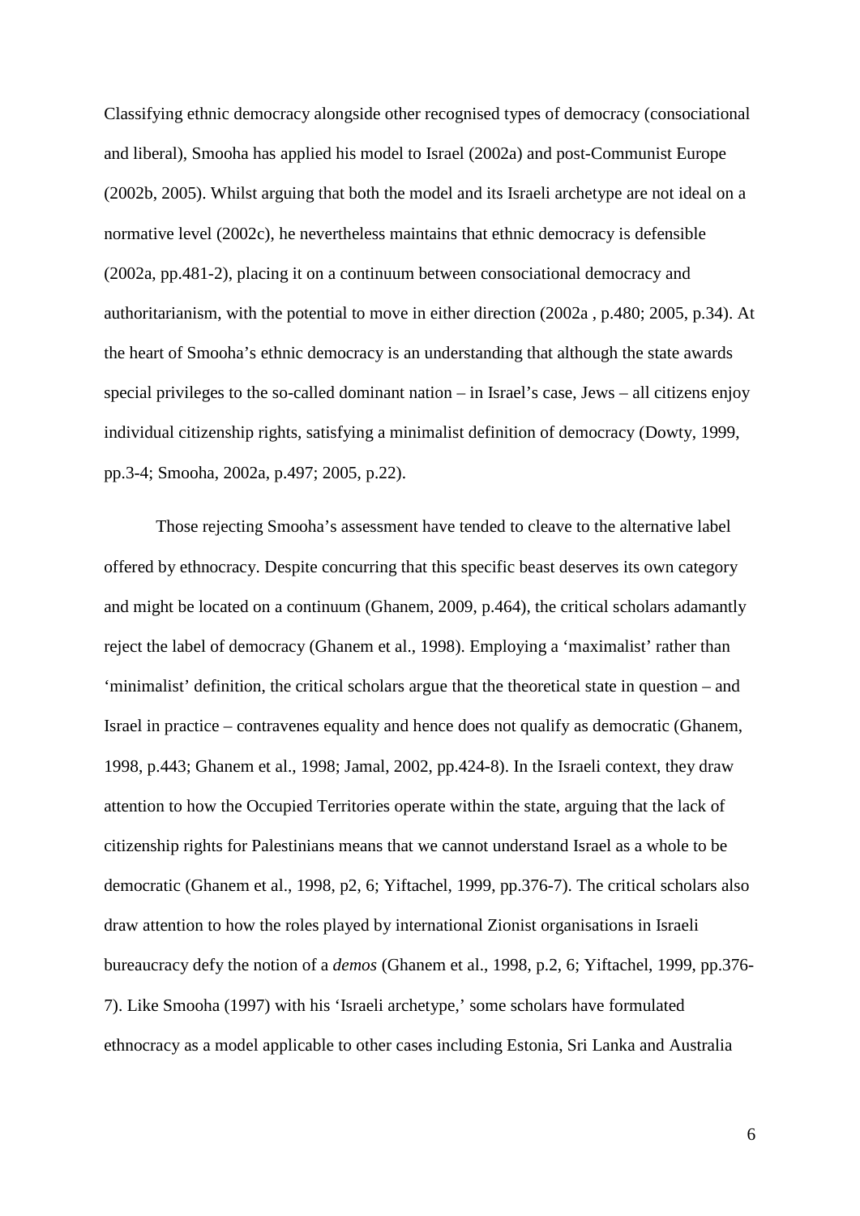Classifying ethnic democracy alongside other recognised types of democracy (consociational and liberal), Smooha has applied his model to Israel (2002a) and post-Communist Europe (2002b, 2005). Whilst arguing that both the model and its Israeli archetype are not ideal on a normative level (2002c), he nevertheless maintains that ethnic democracy is defensible (2002a, pp.481-2), placing it on a continuum between consociational democracy and authoritarianism, with the potential to move in either direction (2002a , p.480; 2005, p.34). At the heart of Smooha's ethnic democracy is an understanding that although the state awards special privileges to the so-called dominant nation – in Israel's case, Jews – all citizens enjoy individual citizenship rights, satisfying a minimalist definition of democracy (Dowty, 1999, pp.3-4; Smooha, 2002a, p.497; 2005, p.22).

Those rejecting Smooha's assessment have tended to cleave to the alternative label offered by ethnocracy. Despite concurring that this specific beast deserves its own category and might be located on a continuum (Ghanem, 2009, p.464), the critical scholars adamantly reject the label of democracy (Ghanem et al., 1998). Employing a 'maximalist' rather than 'minimalist' definition, the critical scholars argue that the theoretical state in question – and Israel in practice – contravenes equality and hence does not qualify as democratic (Ghanem, 1998, p.443; Ghanem et al., 1998; Jamal, 2002, pp.424-8). In the Israeli context, they draw attention to how the Occupied Territories operate within the state, arguing that the lack of citizenship rights for Palestinians means that we cannot understand Israel as a whole to be democratic (Ghanem et al., 1998, p2, 6; Yiftachel, 1999, pp.376-7). The critical scholars also draw attention to how the roles played by international Zionist organisations in Israeli bureaucracy defy the notion of a *demos* (Ghanem et al., 1998, p.2, 6; Yiftachel, 1999, pp.376-7). Like Smooha (1997) with his 'Israeli archetype,' some scholars have formulated ethnocracy as a model applicable to other cases including Estonia, Sri Lanka and Australia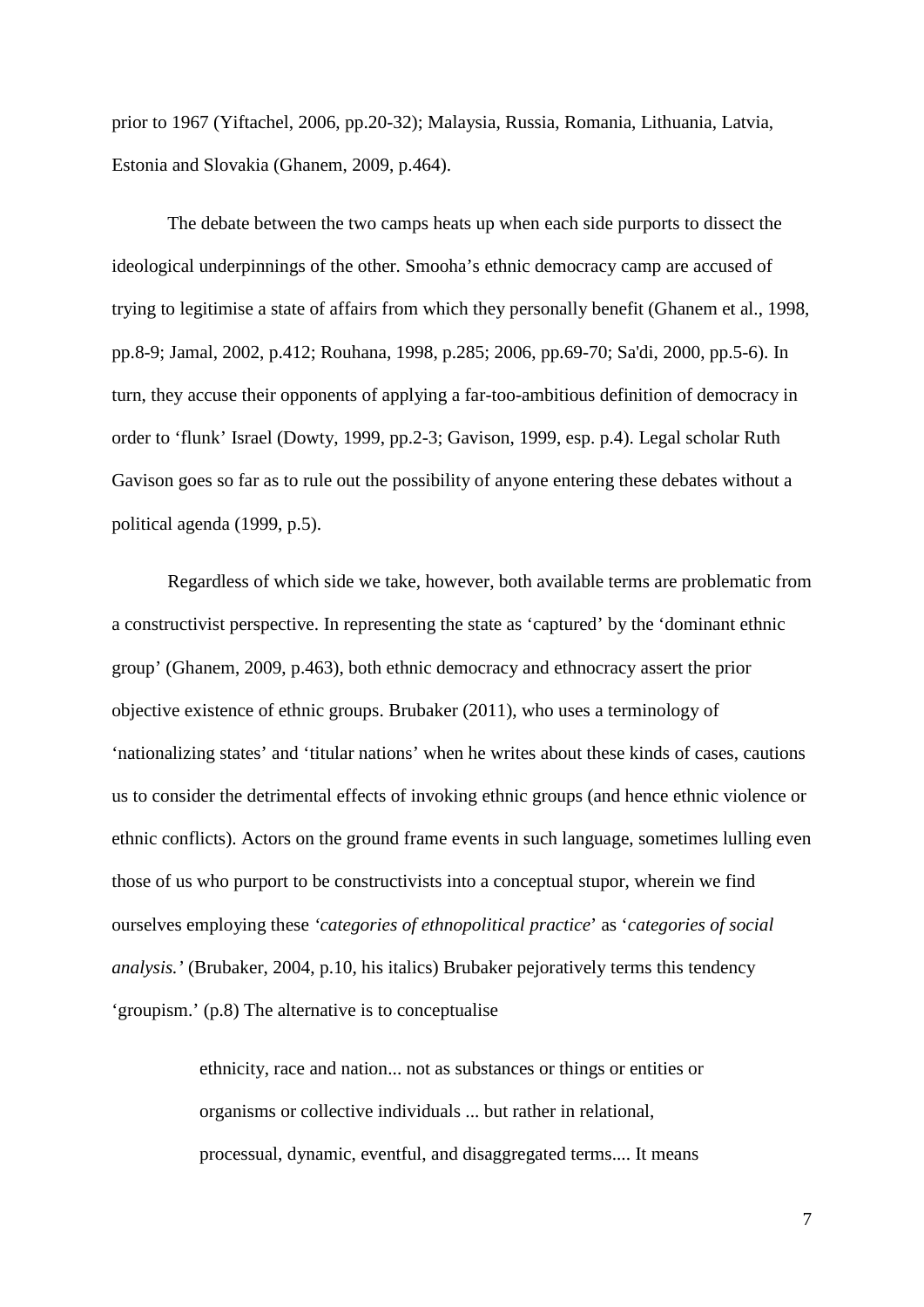prior to 1967 (Yiftachel, 2006, pp.20-32); Malaysia, Russia, Romania, Lithuania, Latvia, Estonia and Slovakia (Ghanem, 2009, p.464).

The debate between the two camps heats up when each side purports to dissect the ideological underpinnings of the other. Smooha's ethnic democracy camp are accused of trying to legitimise a state of affairs from which they personally benefit (Ghanem et al., 1998, pp.8-9; Jamal, 2002, p.412; Rouhana, 1998, p.285; 2006, pp.69-70; Sa'di, 2000, pp.5-6). In turn, they accuse their opponents of applying a far-too-ambitious definition of democracy in order to 'flunk' Israel (Dowty, 1999, pp.2-3; Gavison, 1999, esp. p.4). Legal scholar Ruth Gavison goes so far as to rule out the possibility of anyone entering these debates without a political agenda (1999, p.5).

Regardless of which side we take, however, both available terms are problematic from a constructivist perspective. In representing the state as 'captured' by the 'dominant ethnic group' (Ghanem, 2009, p.463), both ethnic democracy and ethnocracy assert the prior objective existence of ethnic groups. Brubaker (2011), who uses a terminology of 'nationalizing states' and 'titular nations' when he writes about these kinds of cases, cautions us to consider the detrimental effects of invoking ethnic groups (and hence ethnic violence or ethnic conflicts). Actors on the ground frame events in such language, sometimes lulling even those of us who purport to be constructivists into a conceptual stupor, wherein we find ourselves employing these *'categories of ethnopolitical practice*' as '*categories of social analysis.'* (Brubaker, 2004, p.10, his italics) Brubaker pejoratively terms this tendency 'groupism.' (p.8) The alternative is to conceptualise

> ethnicity, race and nation... not as substances or things or entities or organisms or collective individuals ... but rather in relational, processual, dynamic, eventful, and disaggregated terms.... It means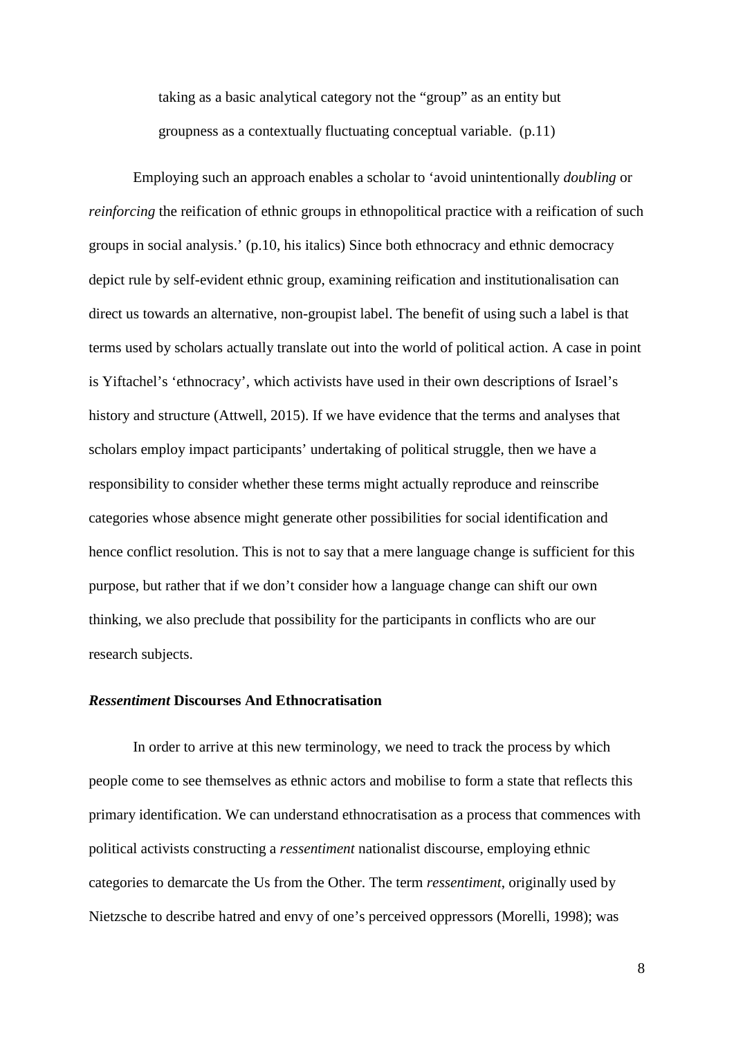> taking as a basic analytical category not the "group" as an entity but groupness as a contextually fluctuating conceptual variable. (p.11)

Employing such an approach enables a scholar to 'avoid unintentionally *doubling* or *reinforcing* the reification of ethnic groups in ethnopolitical practice with a reification of such groups in social analysis.' (p.10, his italics) Since both ethnocracy and ethnic democracy depict rule by self-evident ethnic group, examining reification and institutionalisation can direct us towards an alternative, non-groupist label. The benefit of using such a label is that terms used by scholars actually translate out into the world of political action. A case in point is Yiftachel's 'ethnocracy', which activists have used in their own descriptions of Israel's history and structure (Attwell, 2015). If we have evidence that the terms and analyses that scholars employ impact participants' undertaking of political struggle, then we have a responsibility to consider whether these terms might actually reproduce and reinscribe categories whose absence might generate other possibilities for social identification and hence conflict resolution. This is not to say that a mere language change is sufficient for this purpose, but rather that if we don't consider how a language change can shift our own thinking, we also preclude that possibility for the participants in conflicts who are our research subjects.

### *Ressentiment* Discourses And Ethnocratisation

In order to arrive at this new terminology, we need to track the process by which people come to see themselves as ethnic actors and mobilise to form a state that reflects this primary identification. We can understand ethnocratisation as a process that commences with political activists constructing a *ressentiment* nationalist discourse, employing ethnic categories to demarcate the Us from the Other. The term *ressentiment*, originally used by Nietzsche to describe hatred and envy of one's perceived oppressors (Morelli, 1998); was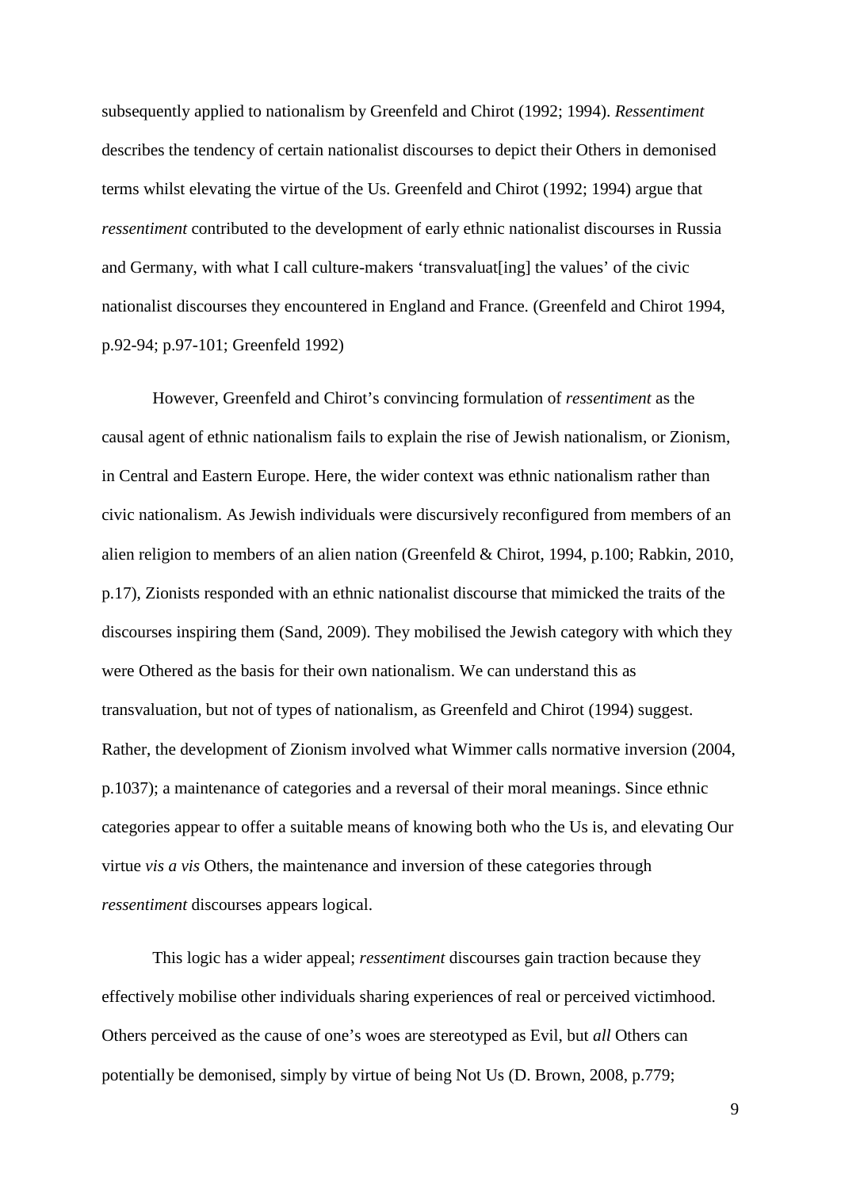subsequently applied to nationalism by Greenfeld and Chirot (1992; 1994). *Ressentiment* describes the tendency of certain nationalist discourses to depict their Others in demonised terms whilst elevating the virtue of the Us. Greenfeld and Chirot (1992; 1994) argue that *ressentiment* contributed to the development of early ethnic nationalist discourses in Russia and Germany, with what I call culture-makers 'transvaluat[ing] the values' of the civic nationalist discourses they encountered in England and France. (Greenfeld and Chirot 1994, p.92-94; p.97-101; Greenfeld 1992)

However, Greenfeld and Chirot's convincing formulation of *ressentiment* as the causal agent of ethnic nationalism fails to explain the rise of Jewish nationalism, or Zionism, in Central and Eastern Europe. Here, the wider context was ethnic nationalism rather than civic nationalism. As Jewish individuals were discursively reconfigured from members of an alien religion to members of an alien nation (Greenfeld & Chirot, 1994, p.100; Rabkin, 2010, p.17), Zionists responded with an ethnic nationalist discourse that mimicked the traits of the discourses inspiring them (Sand, 2009). They mobilised the Jewish category with which they were Othered as the basis for their own nationalism. We can understand this as transvaluation, but not of types of nationalism, as Greenfeld and Chirot (1994) suggest. Rather, the development of Zionism involved what Wimmer calls normative inversion (2004, p.1037); a maintenance of categories and a reversal of their moral meanings. Since ethnic categories appear to offer a suitable means of knowing both who the Us is, and elevating Our virtue *vis a vis* Others, the maintenance and inversion of these categories through *ressentiment* discourses appears logical.

This logic has a wider appeal; *ressentiment* discourses gain traction because they effectively mobilise other individuals sharing experiences of real or perceived victimhood. Others perceived as the cause of one's woes are stereotyped as Evil, but *all* Others can potentially be demonised, simply by virtue of being Not Us (D. Brown, 2008, p.779;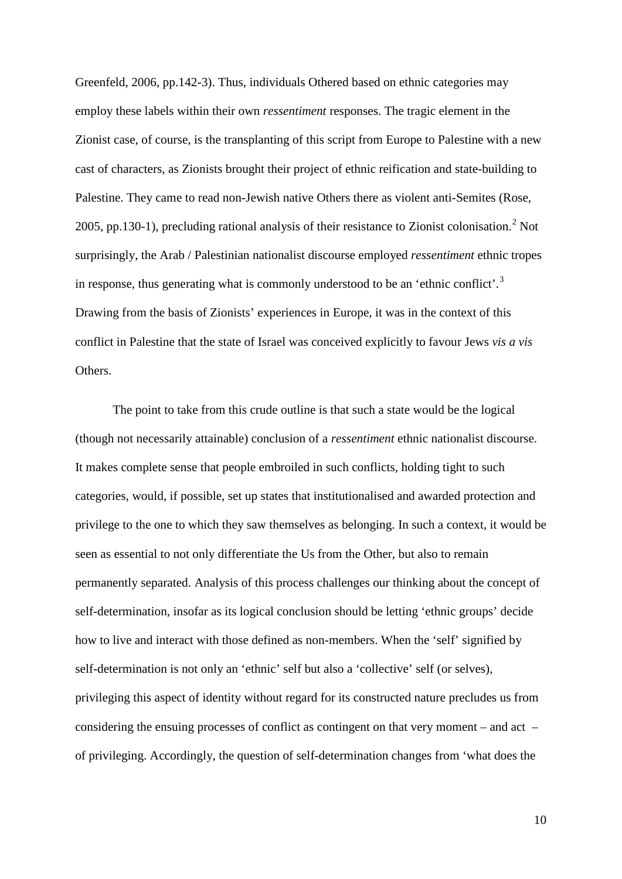Greenfeld, 2006, pp.142-3). Thus, individuals Othered based on ethnic categories may employ these labels within their own *ressentiment* responses. The tragic element in the Zionist case, of course, is the transplanting of this script from Europe to Palestine with a new cast of characters, as Zionists brought their project of ethnic reification and state-building to Palestine. They came to read non-Jewish native Others there as violent anti-Semites (Rose, 2005, pp.130-1), precluding rational analysis of their resistance to Zionist colonisation.[2] Not surprisingly, the Arab / Palestinian nationalist discourse employed *ressentiment* ethnic tropes in response, thus generating what is commonly understood to be an 'ethnic conflict'.[3] Drawing from the basis of Zionists' experiences in Europe, it was in the context of this conflict in Palestine that the state of Israel was conceived explicitly to favour Jews *vis a vis* Others.

The point to take from this crude outline is that such a state would be the logical (though not necessarily attainable) conclusion of a *ressentiment* ethnic nationalist discourse. It makes complete sense that people embroiled in such conflicts, holding tight to such categories, would, if possible, set up states that institutionalised and awarded protection and privilege to the one to which they saw themselves as belonging. In such a context, it would be seen as essential to not only differentiate the Us from the Other, but also to remain permanently separated. Analysis of this process challenges our thinking about the concept of self-determination, insofar as its logical conclusion should be letting 'ethnic groups' decide how to live and interact with those defined as non-members. When the 'self' signified by self-determination is not only an 'ethnic' self but also a 'collective' self (or selves), privileging this aspect of identity without regard for its constructed nature precludes us from considering the ensuing processes of conflict as contingent on that very moment – and act – of privileging. Accordingly, the question of self-determination changes from 'what does the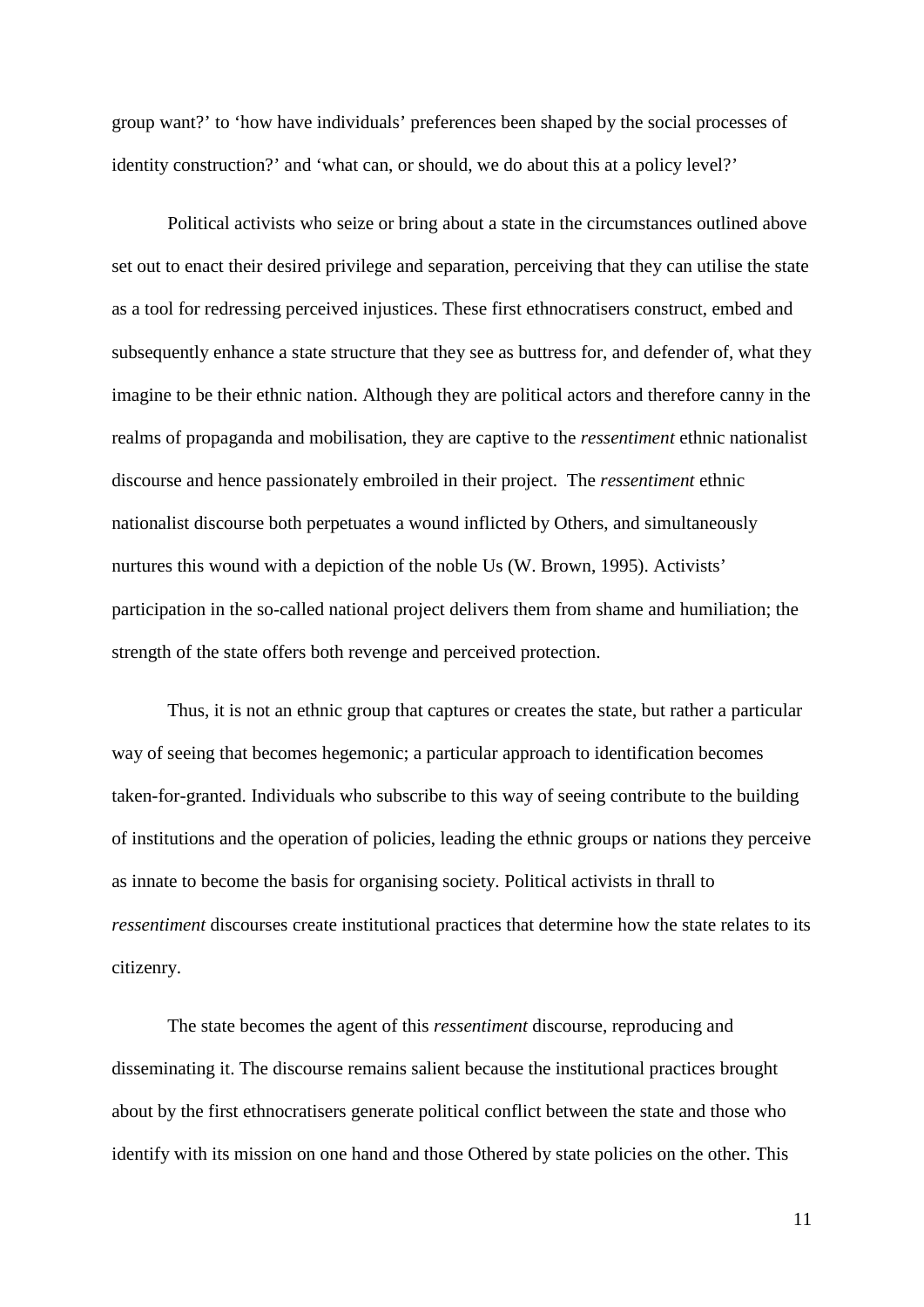group want?' to 'how have individuals' preferences been shaped by the social processes of identity construction?' and 'what can, or should, we do about this at a policy level?'

Political activists who seize or bring about a state in the circumstances outlined above set out to enact their desired privilege and separation, perceiving that they can utilise the state as a tool for redressing perceived injustices. These first ethnocratisers construct, embed and subsequently enhance a state structure that they see as buttress for, and defender of, what they imagine to be their ethnic nation. Although they are political actors and therefore canny in the realms of propaganda and mobilisation, they are captive to the *ressentiment* ethnic nationalist discourse and hence passionately embroiled in their project.  The *ressentiment* ethnic nationalist discourse both perpetuates a wound inflicted by Others, and simultaneously nurtures this wound with a depiction of the noble Us (W. Brown, 1995). Activists' participation in the so-called national project delivers them from shame and humiliation; the strength of the state offers both revenge and perceived protection.

Thus, it is not an ethnic group that captures or creates the state, but rather a particular way of seeing that becomes hegemonic; a particular approach to identification becomes taken-for-granted. Individuals who subscribe to this way of seeing contribute to the building of institutions and the operation of policies, leading the ethnic groups or nations they perceive as innate to become the basis for organising society. Political activists in thrall to *ressentiment* discourses create institutional practices that determine how the state relates to its citizenry.

The state becomes the agent of this *ressentiment* discourse, reproducing and disseminating it. The discourse remains salient because the institutional practices brought about by the first ethnocratisers generate political conflict between the state and those who identify with its mission on one hand and those Othered by state policies on the other. This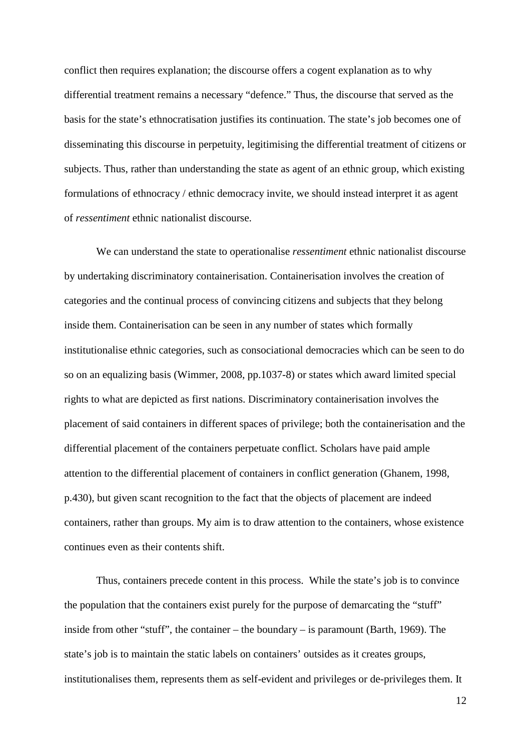conflict then requires explanation; the discourse offers a cogent explanation as to why differential treatment remains a necessary "defence." Thus, the discourse that served as the basis for the state's ethnocratisation justifies its continuation. The state's job becomes one of disseminating this discourse in perpetuity, legitimising the differential treatment of citizens or subjects. Thus, rather than understanding the state as agent of an ethnic group, which existing formulations of ethnocracy / ethnic democracy invite, we should instead interpret it as agent of *ressentiment* ethnic nationalist discourse.

We can understand the state to operationalise *ressentiment* ethnic nationalist discourse by undertaking discriminatory containerisation. Containerisation involves the creation of categories and the continual process of convincing citizens and subjects that they belong inside them. Containerisation can be seen in any number of states which formally institutionalise ethnic categories, such as consociational democracies which can be seen to do so on an equalizing basis (Wimmer, 2008, pp.1037-8) or states which award limited special rights to what are depicted as first nations. Discriminatory containerisation involves the placement of said containers in different spaces of privilege; both the containerisation and the differential placement of the containers perpetuate conflict. Scholars have paid ample attention to the differential placement of containers in conflict generation (Ghanem, 1998, p.430), but given scant recognition to the fact that the objects of placement are indeed containers, rather than groups. My aim is to draw attention to the containers, whose existence continues even as their contents shift.

Thus, containers precede content in this process. While the state's job is to convince the population that the containers exist purely for the purpose of demarcating the "stuff" inside from other "stuff", the container – the boundary – is paramount (Barth, 1969). The state's job is to maintain the static labels on containers' outsides as it creates groups, institutionalises them, represents them as self-evident and privileges or de-privileges them. It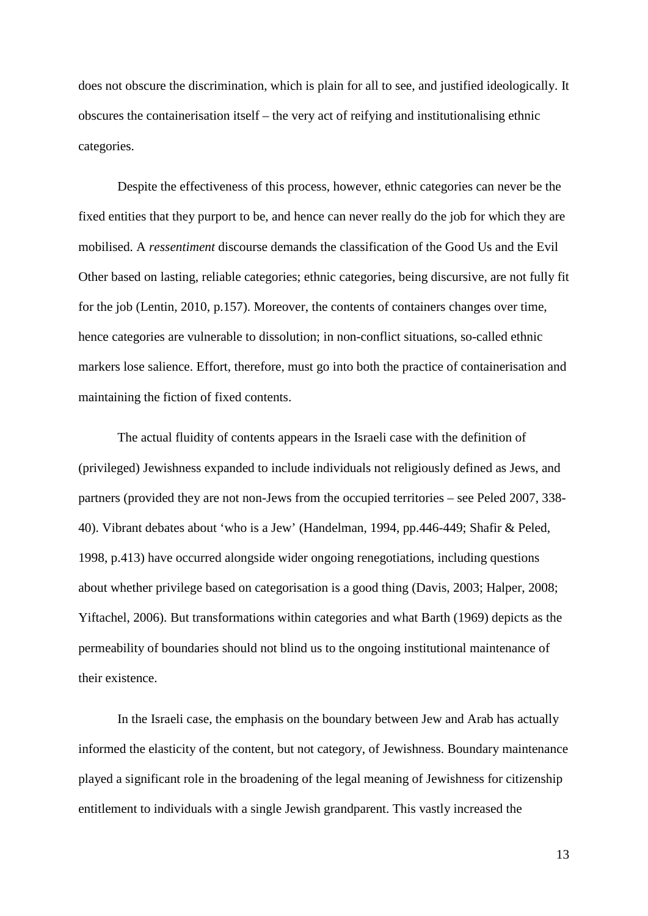does not obscure the discrimination, which is plain for all to see, and justified ideologically. It obscures the containerisation itself – the very act of reifying and institutionalising ethnic categories.

Despite the effectiveness of this process, however, ethnic categories can never be the fixed entities that they purport to be, and hence can never really do the job for which they are mobilised. A *ressentiment* discourse demands the classification of the Good Us and the Evil Other based on lasting, reliable categories; ethnic categories, being discursive, are not fully fit for the job (Lentin, 2010, p.157). Moreover, the contents of containers changes over time, hence categories are vulnerable to dissolution; in non-conflict situations, so-called ethnic markers lose salience. Effort, therefore, must go into both the practice of containerisation and maintaining the fiction of fixed contents.

The actual fluidity of contents appears in the Israeli case with the definition of (privileged) Jewishness expanded to include individuals not religiously defined as Jews, and partners (provided they are not non-Jews from the occupied territories – see Peled 2007, 338-40). Vibrant debates about 'who is a Jew' (Handelman, 1994, pp.446-449; Shafir & Peled, 1998, p.413) have occurred alongside wider ongoing renegotiations, including questions about whether privilege based on categorisation is a good thing (Davis, 2003; Halper, 2008; Yiftachel, 2006). But transformations within categories and what Barth (1969) depicts as the permeability of boundaries should not blind us to the ongoing institutional maintenance of their existence.

In the Israeli case, the emphasis on the boundary between Jew and Arab has actually informed the elasticity of the content, but not category, of Jewishness. Boundary maintenance played a significant role in the broadening of the legal meaning of Jewishness for citizenship entitlement to individuals with a single Jewish grandparent. This vastly increased the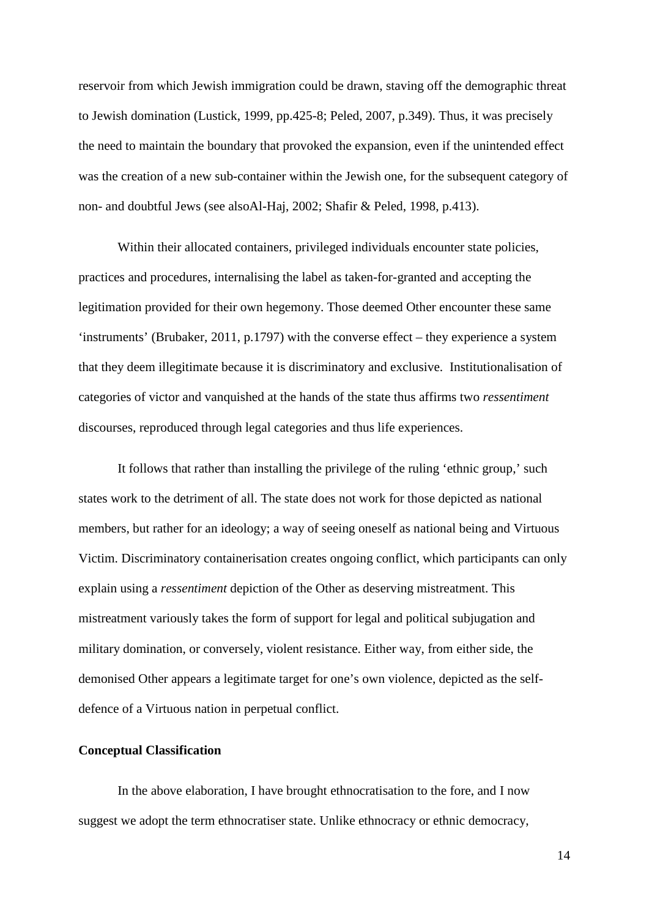reservoir from which Jewish immigration could be drawn, staving off the demographic threat to Jewish domination (Lustick, 1999, pp.425-8; Peled, 2007, p.349). Thus, it was precisely the need to maintain the boundary that provoked the expansion, even if the unintended effect was the creation of a new sub-container within the Jewish one, for the subsequent category of non- and doubtful Jews (see alsoAl-Haj, 2002; Shafir & Peled, 1998, p.413).

Within their allocated containers, privileged individuals encounter state policies, practices and procedures, internalising the label as taken-for-granted and accepting the legitimation provided for their own hegemony. Those deemed Other encounter these same 'instruments' (Brubaker, 2011, p.1797) with the converse effect – they experience a system that they deem illegitimate because it is discriminatory and exclusive. Institutionalisation of categories of victor and vanquished at the hands of the state thus affirms two *ressentiment* discourses, reproduced through legal categories and thus life experiences.

It follows that rather than installing the privilege of the ruling 'ethnic group,' such states work to the detriment of all. The state does not work for those depicted as national members, but rather for an ideology; a way of seeing oneself as national being and Virtuous Victim. Discriminatory containerisation creates ongoing conflict, which participants can only explain using a *ressentiment* depiction of the Other as deserving mistreatment. This mistreatment variously takes the form of support for legal and political subjugation and military domination, or conversely, violent resistance. Either way, from either side, the demonised Other appears a legitimate target for one's own violence, depicted as the self-defence of a Virtuous nation in perpetual conflict.

**Conceptual Classification**

In the above elaboration, I have brought ethnocratisation to the fore, and I now suggest we adopt the term ethnocratiser state. Unlike ethnocracy or ethnic democracy,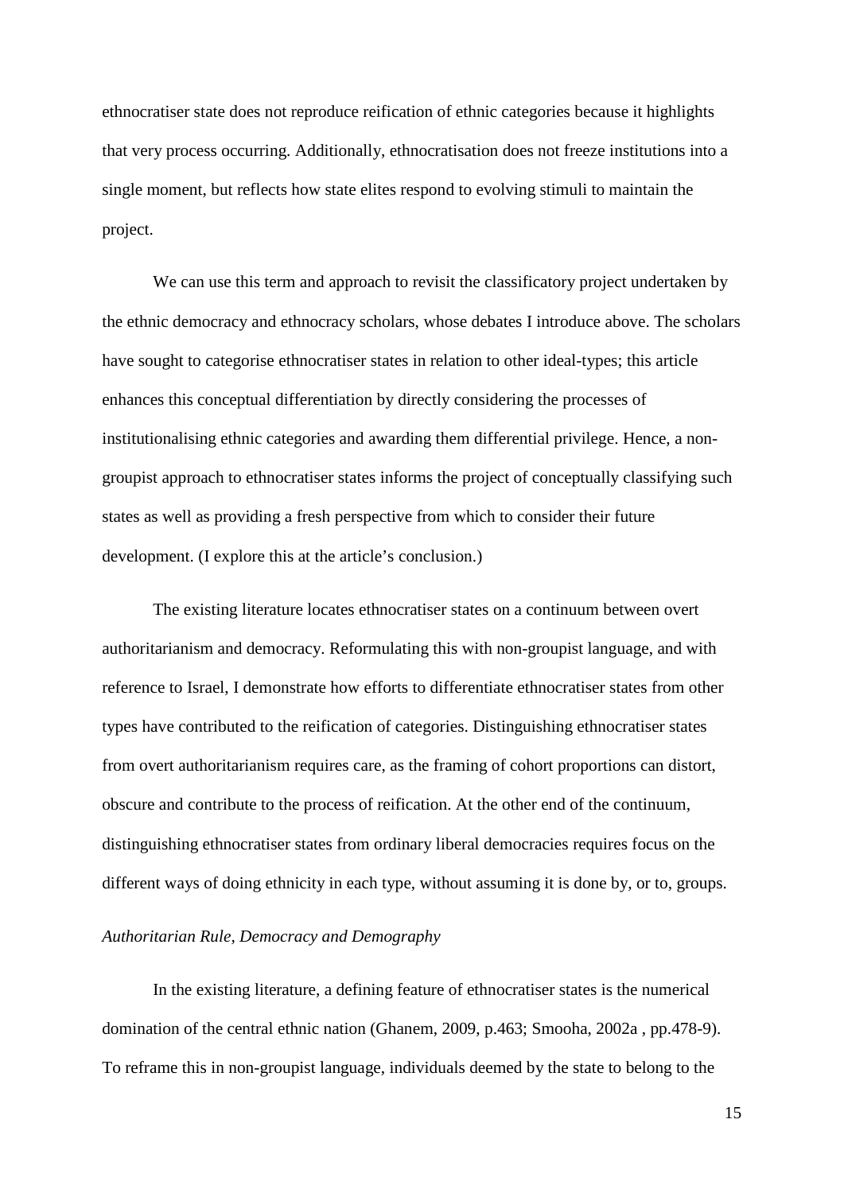ethnocratiser state does not reproduce reification of ethnic categories because it highlights that very process occurring. Additionally, ethnocratisation does not freeze institutions into a single moment, but reflects how state elites respond to evolving stimuli to maintain the project.

We can use this term and approach to revisit the classificatory project undertaken by the ethnic democracy and ethnocracy scholars, whose debates I introduce above. The scholars have sought to categorise ethnocratiser states in relation to other ideal-types; this article enhances this conceptual differentiation by directly considering the processes of institutionalising ethnic categories and awarding them differential privilege. Hence, a non-groupist approach to ethnocratiser states informs the project of conceptually classifying such states as well as providing a fresh perspective from which to consider their future development. (I explore this at the article's conclusion.)

The existing literature locates ethnocratiser states on a continuum between overt authoritarianism and democracy. Reformulating this with non-groupist language, and with reference to Israel, I demonstrate how efforts to differentiate ethnocratiser states from other types have contributed to the reification of categories. Distinguishing ethnocratiser states from overt authoritarianism requires care, as the framing of cohort proportions can distort, obscure and contribute to the process of reification. At the other end of the continuum, distinguishing ethnocratiser states from ordinary liberal democracies requires focus on the different ways of doing ethnicity in each type, without assuming it is done by, or to, groups.

*Authoritarian Rule, Democracy and Demography*

In the existing literature, a defining feature of ethnocratiser states is the numerical domination of the central ethnic nation (Ghanem, 2009, p.463; Smooha, 2002a , pp.478-9). To reframe this in non-groupist language, individuals deemed by the state to belong to the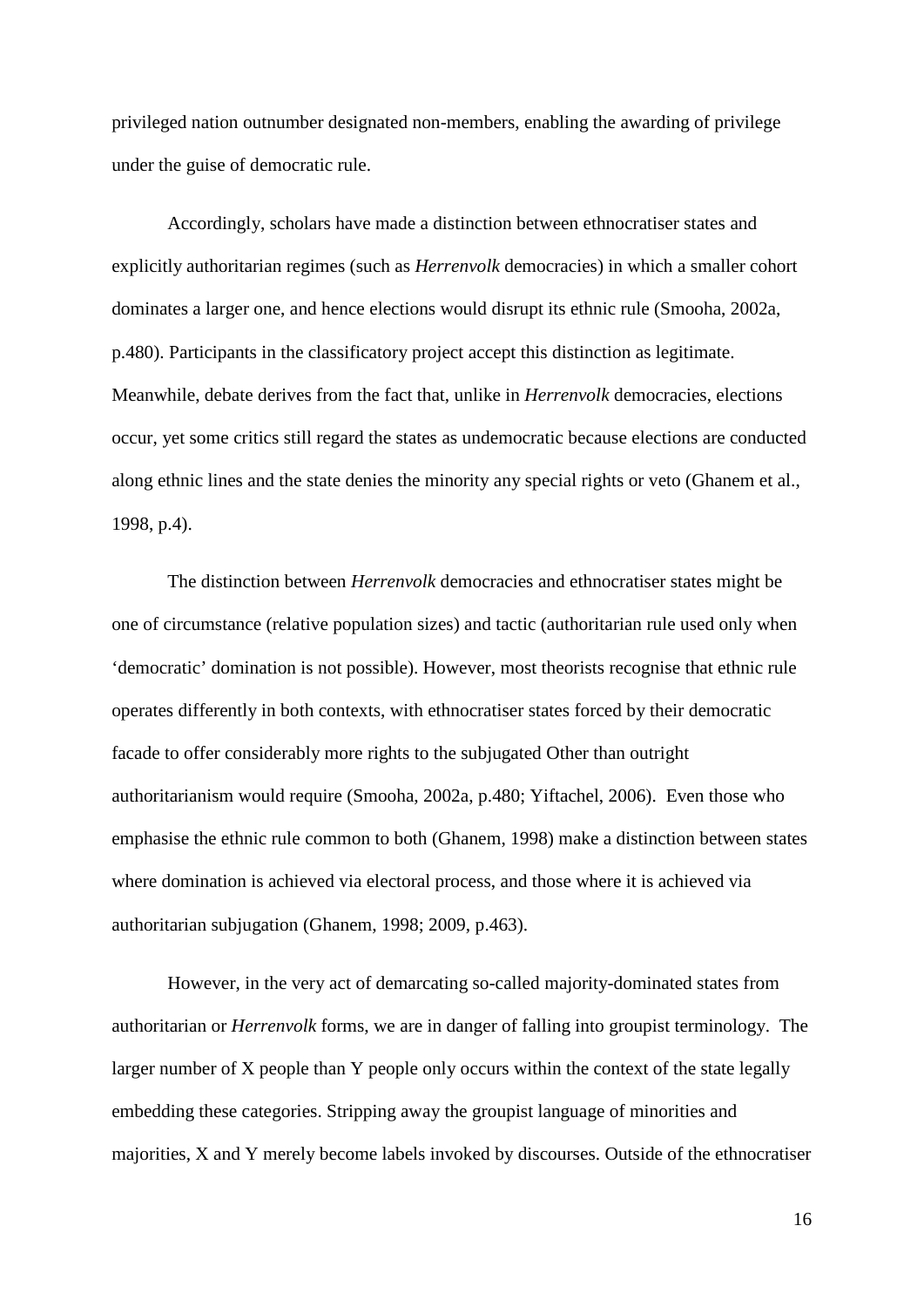privileged nation outnumber designated non-members, enabling the awarding of privilege under the guise of democratic rule.

Accordingly, scholars have made a distinction between ethnocratiser states and explicitly authoritarian regimes (such as *Herrenvolk* democracies) in which a smaller cohort dominates a larger one, and hence elections would disrupt its ethnic rule (Smooha, 2002a, p.480). Participants in the classificatory project accept this distinction as legitimate. Meanwhile, debate derives from the fact that, unlike in *Herrenvolk* democracies, elections occur, yet some critics still regard the states as undemocratic because elections are conducted along ethnic lines and the state denies the minority any special rights or veto (Ghanem et al., 1998, p.4).

The distinction between *Herrenvolk* democracies and ethnocratiser states might be one of circumstance (relative population sizes) and tactic (authoritarian rule used only when 'democratic' domination is not possible). However, most theorists recognise that ethnic rule operates differently in both contexts, with ethnocratiser states forced by their democratic facade to offer considerably more rights to the subjugated Other than outright authoritarianism would require (Smooha, 2002a, p.480; Yiftachel, 2006). Even those who emphasise the ethnic rule common to both (Ghanem, 1998) make a distinction between states where domination is achieved via electoral process, and those where it is achieved via authoritarian subjugation (Ghanem, 1998; 2009, p.463).

However, in the very act of demarcating so-called majority-dominated states from authoritarian or *Herrenvolk* forms, we are in danger of falling into groupist terminology. The larger number of X people than Y people only occurs within the context of the state legally embedding these categories. Stripping away the groupist language of minorities and majorities, X and Y merely become labels invoked by discourses. Outside of the ethnocratiser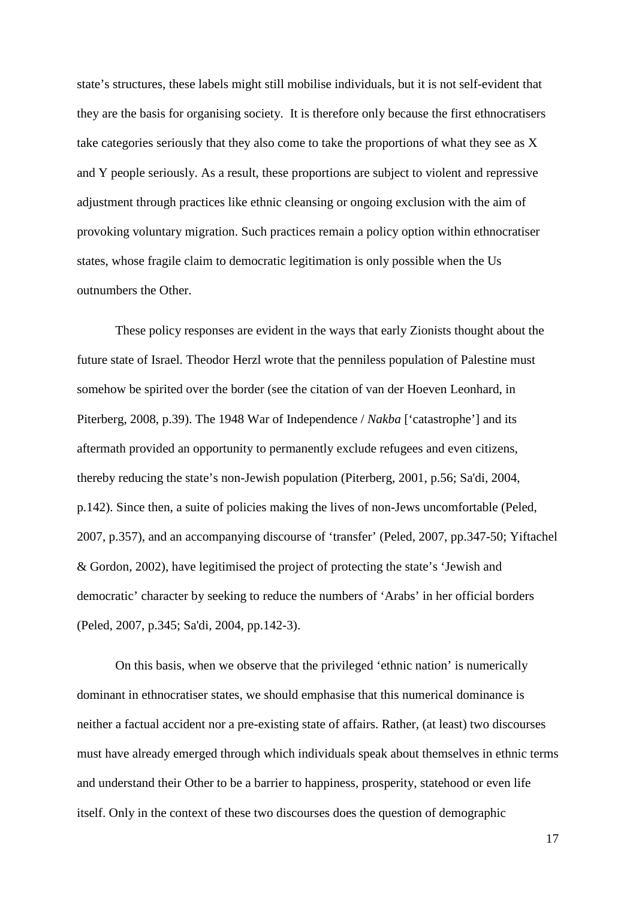state's structures, these labels might still mobilise individuals, but it is not self-evident that they are the basis for organising society. It is therefore only because the first ethnocratisers take categories seriously that they also come to take the proportions of what they see as X and Y people seriously. As a result, these proportions are subject to violent and repressive adjustment through practices like ethnic cleansing or ongoing exclusion with the aim of provoking voluntary migration. Such practices remain a policy option within ethnocratiser states, whose fragile claim to democratic legitimation is only possible when the Us outnumbers the Other.

These policy responses are evident in the ways that early Zionists thought about the future state of Israel. Theodor Herzl wrote that the penniless population of Palestine must somehow be spirited over the border (see the citation of van der Hoeven Leonhard, in Piterberg, 2008, p.39). The 1948 War of Independence / *Nakba* ['catastrophe'] and its aftermath provided an opportunity to permanently exclude refugees and even citizens, thereby reducing the state's non-Jewish population (Piterberg, 2001, p.56; Sa'di, 2004, p.142). Since then, a suite of policies making the lives of non-Jews uncomfortable (Peled, 2007, p.357), and an accompanying discourse of 'transfer' (Peled, 2007, pp.347-50; Yiftachel & Gordon, 2002), have legitimised the project of protecting the state's 'Jewish and democratic' character by seeking to reduce the numbers of 'Arabs' in her official borders (Peled, 2007, p.345; Sa'di, 2004, pp.142-3).

On this basis, when we observe that the privileged 'ethnic nation' is numerically dominant in ethnocratiser states, we should emphasise that this numerical dominance is neither a factual accident nor a pre-existing state of affairs. Rather, (at least) two discourses must have already emerged through which individuals speak about themselves in ethnic terms and understand their Other to be a barrier to happiness, prosperity, statehood or even life itself. Only in the context of these two discourses does the question of demographic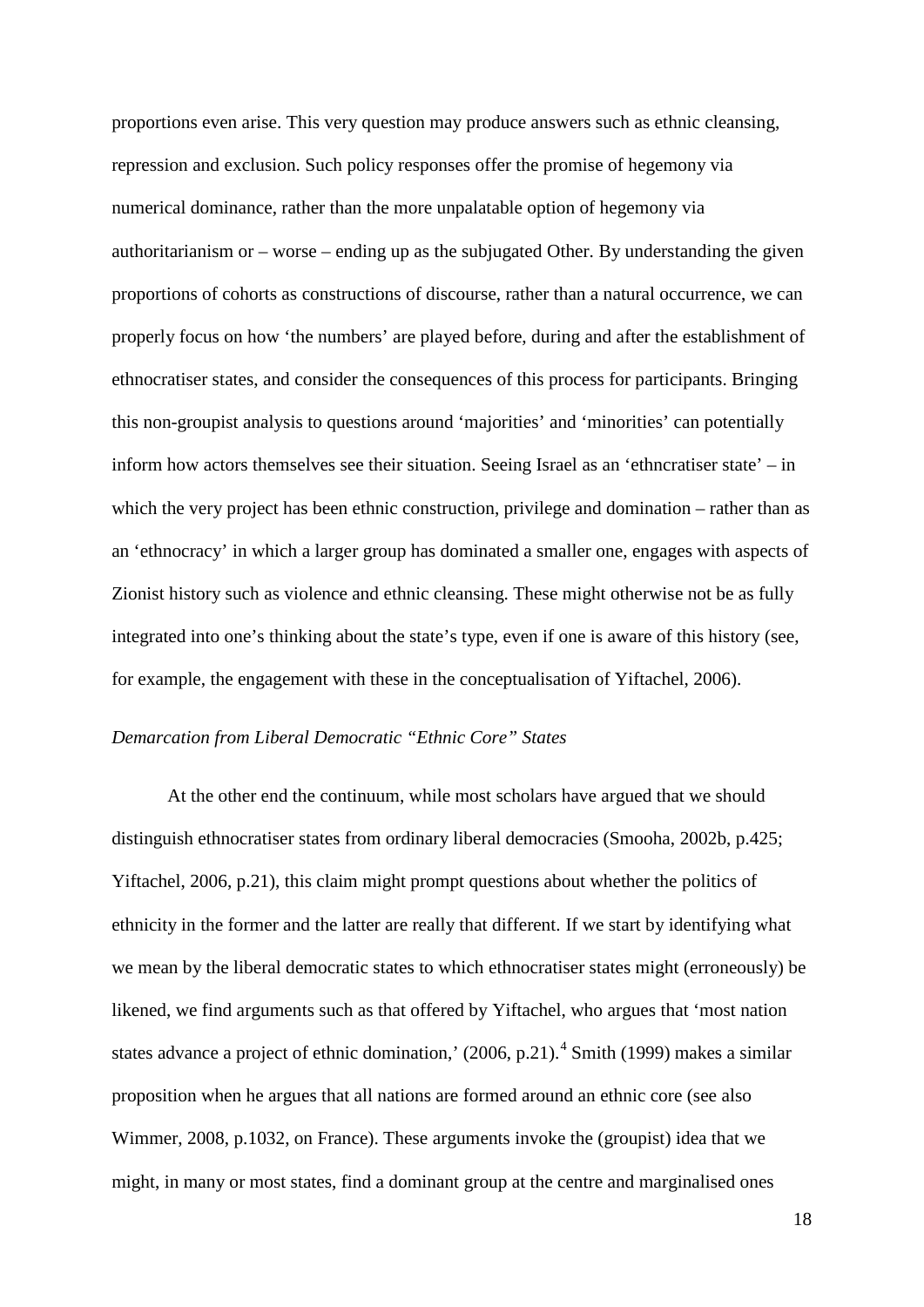proportions even arise. This very question may produce answers such as ethnic cleansing, repression and exclusion. Such policy responses offer the promise of hegemony via numerical dominance, rather than the more unpalatable option of hegemony via authoritarianism or – worse – ending up as the subjugated Other. By understanding the given proportions of cohorts as constructions of discourse, rather than a natural occurrence, we can properly focus on how 'the numbers' are played before, during and after the establishment of ethnocratiser states, and consider the consequences of this process for participants. Bringing this non-groupist analysis to questions around 'majorities' and 'minorities' can potentially inform how actors themselves see their situation. Seeing Israel as an 'ethncratiser state' – in which the very project has been ethnic construction, privilege and domination – rather than as an 'ethnocracy' in which a larger group has dominated a smaller one, engages with aspects of Zionist history such as violence and ethnic cleansing. These might otherwise not be as fully integrated into one's thinking about the state's type, even if one is aware of this history (see, for example, the engagement with these in the conceptualisation of Yiftachel, 2006).

*Demarcation from Liberal Democratic "Ethnic Core" States*

At the other end the continuum, while most scholars have argued that we should distinguish ethnocratiser states from ordinary liberal democracies (Smooha, 2002b, p.425; Yiftachel, 2006, p.21), this claim might prompt questions about whether the politics of ethnicity in the former and the latter are really that different. If we start by identifying what we mean by the liberal democratic states to which ethnocratiser states might (erroneously) be likened, we find arguments such as that offered by Yiftachel, who argues that 'most nation states advance a project of ethnic domination,' (2006, p.21).[4] Smith (1999) makes a similar proposition when he argues that all nations are formed around an ethnic core (see also Wimmer, 2008, p.1032, on France). These arguments invoke the (groupist) idea that we might, in many or most states, find a dominant group at the centre and marginalised ones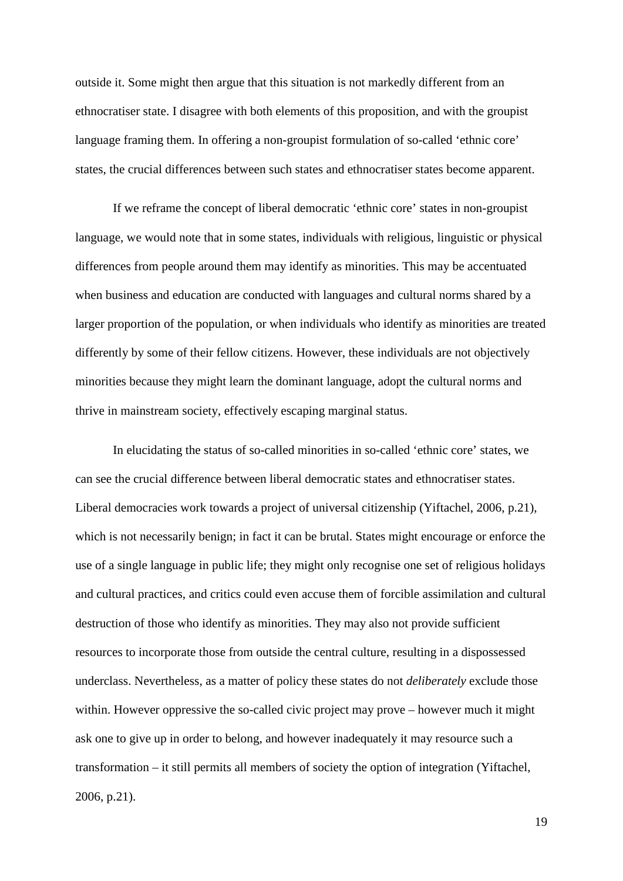outside it. Some might then argue that this situation is not markedly different from an ethnocratiser state. I disagree with both elements of this proposition, and with the groupist language framing them. In offering a non-groupist formulation of so-called 'ethnic core' states, the crucial differences between such states and ethnocratiser states become apparent.

If we reframe the concept of liberal democratic 'ethnic core' states in non-groupist language, we would note that in some states, individuals with religious, linguistic or physical differences from people around them may identify as minorities. This may be accentuated when business and education are conducted with languages and cultural norms shared by a larger proportion of the population, or when individuals who identify as minorities are treated differently by some of their fellow citizens. However, these individuals are not objectively minorities because they might learn the dominant language, adopt the cultural norms and thrive in mainstream society, effectively escaping marginal status.

In elucidating the status of so-called minorities in so-called 'ethnic core' states, we can see the crucial difference between liberal democratic states and ethnocratiser states. Liberal democracies work towards a project of universal citizenship (Yiftachel, 2006, p.21), which is not necessarily benign; in fact it can be brutal. States might encourage or enforce the use of a single language in public life; they might only recognise one set of religious holidays and cultural practices, and critics could even accuse them of forcible assimilation and cultural destruction of those who identify as minorities. They may also not provide sufficient resources to incorporate those from outside the central culture, resulting in a dispossessed underclass. Nevertheless, as a matter of policy these states do not *deliberately* exclude those within. However oppressive the so-called civic project may prove – however much it might ask one to give up in order to belong, and however inadequately it may resource such a transformation – it still permits all members of society the option of integration (Yiftachel, 2006, p.21).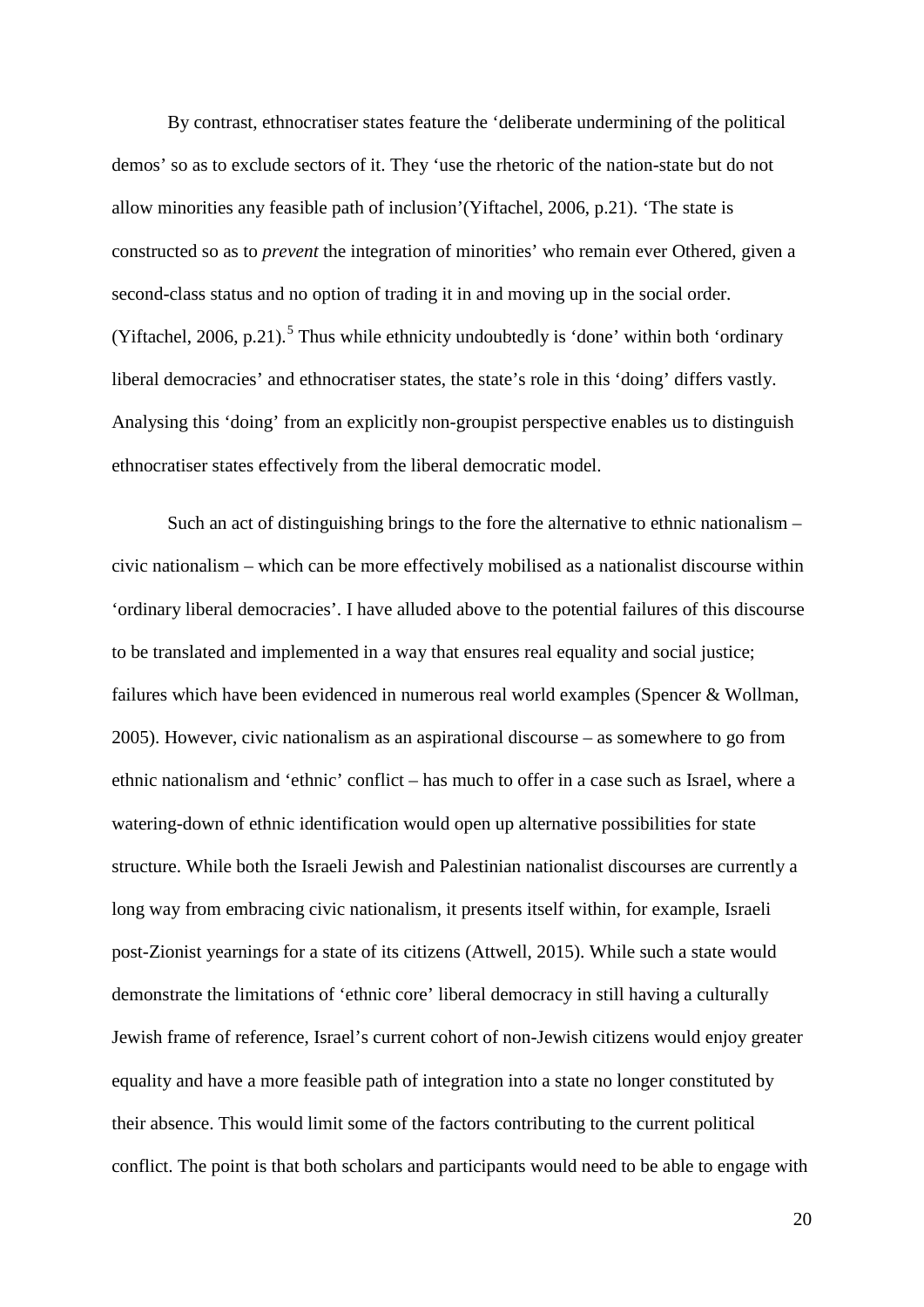By contrast, ethnocratiser states feature the ‘deliberate undermining of the political demos’ so as to exclude sectors of it. They ‘use the rhetoric of the nation-state but do not allow minorities any feasible path of inclusion’(Yiftachel, 2006, p.21). ‘The state is constructed so as to *prevent* the integration of minorities’ who remain ever Othered, given a second-class status and no option of trading it in and moving up in the social order. (Yiftachel, 2006, p.21).[5] Thus while ethnicity undoubtedly is ‘done’ within both ‘ordinary liberal democracies’ and ethnocratiser states, the state’s role in this ‘doing’ differs vastly. Analysing this ‘doing’ from an explicitly non-groupist perspective enables us to distinguish ethnocratiser states effectively from the liberal democratic model.

Such an act of distinguishing brings to the fore the alternative to ethnic nationalism – civic nationalism – which can be more effectively mobilised as a nationalist discourse within ‘ordinary liberal democracies’. I have alluded above to the potential failures of this discourse to be translated and implemented in a way that ensures real equality and social justice; failures which have been evidenced in numerous real world examples (Spencer & Wollman, 2005). However, civic nationalism as an aspirational discourse – as somewhere to go from ethnic nationalism and ‘ethnic’ conflict – has much to offer in a case such as Israel, where a watering-down of ethnic identification would open up alternative possibilities for state structure. While both the Israeli Jewish and Palestinian nationalist discourses are currently a long way from embracing civic nationalism, it presents itself within, for example, Israeli post-Zionist yearnings for a state of its citizens (Attwell, 2015). While such a state would demonstrate the limitations of ‘ethnic core’ liberal democracy in still having a culturally Jewish frame of reference, Israel’s current cohort of non-Jewish citizens would enjoy greater equality and have a more feasible path of integration into a state no longer constituted by their absence. This would limit some of the factors contributing to the current political conflict. The point is that both scholars and participants would need to be able to engage with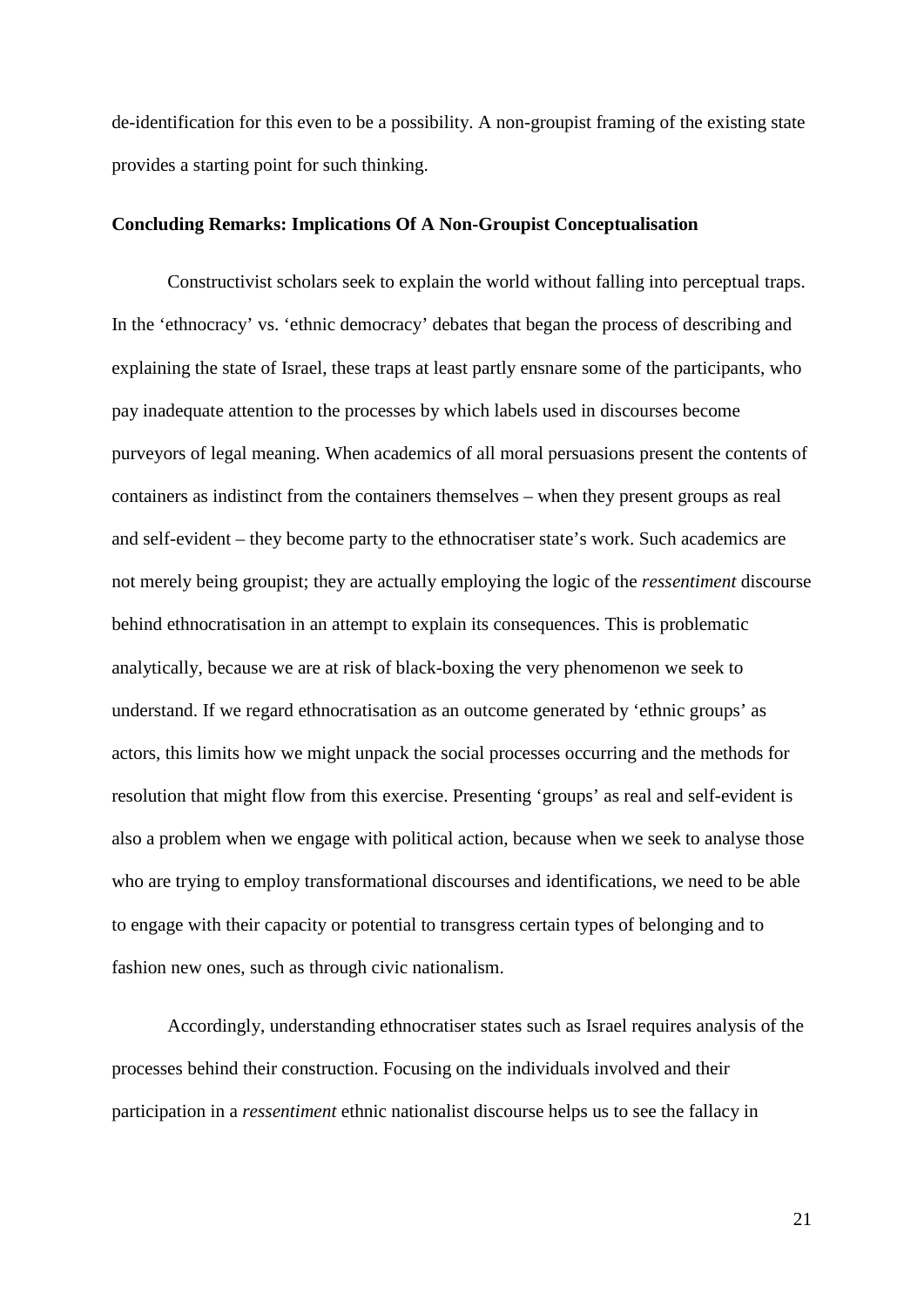de-identification for this even to be a possibility. A non-groupist framing of the existing state provides a starting point for such thinking.

## Concluding Remarks: Implications Of A Non-Groupist Conceptualisation

Constructivist scholars seek to explain the world without falling into perceptual traps. In the 'ethnocracy' vs. 'ethnic democracy' debates that began the process of describing and explaining the state of Israel, these traps at least partly ensnare some of the participants, who pay inadequate attention to the processes by which labels used in discourses become purveyors of legal meaning. When academics of all moral persuasions present the contents of containers as indistinct from the containers themselves – when they present groups as real and self-evident – they become party to the ethnocratiser state's work. Such academics are not merely being groupist; they are actually employing the logic of the *ressentiment* discourse behind ethnocratisation in an attempt to explain its consequences. This is problematic analytically, because we are at risk of black-boxing the very phenomenon we seek to understand. If we regard ethnocratisation as an outcome generated by 'ethnic groups' as actors, this limits how we might unpack the social processes occurring and the methods for resolution that might flow from this exercise. Presenting 'groups' as real and self-evident is also a problem when we engage with political action, because when we seek to analyse those who are trying to employ transformational discourses and identifications, we need to be able to engage with their capacity or potential to transgress certain types of belonging and to fashion new ones, such as through civic nationalism.

Accordingly, understanding ethnocratiser states such as Israel requires analysis of the processes behind their construction. Focusing on the individuals involved and their participation in a *ressentiment* ethnic nationalist discourse helps us to see the fallacy in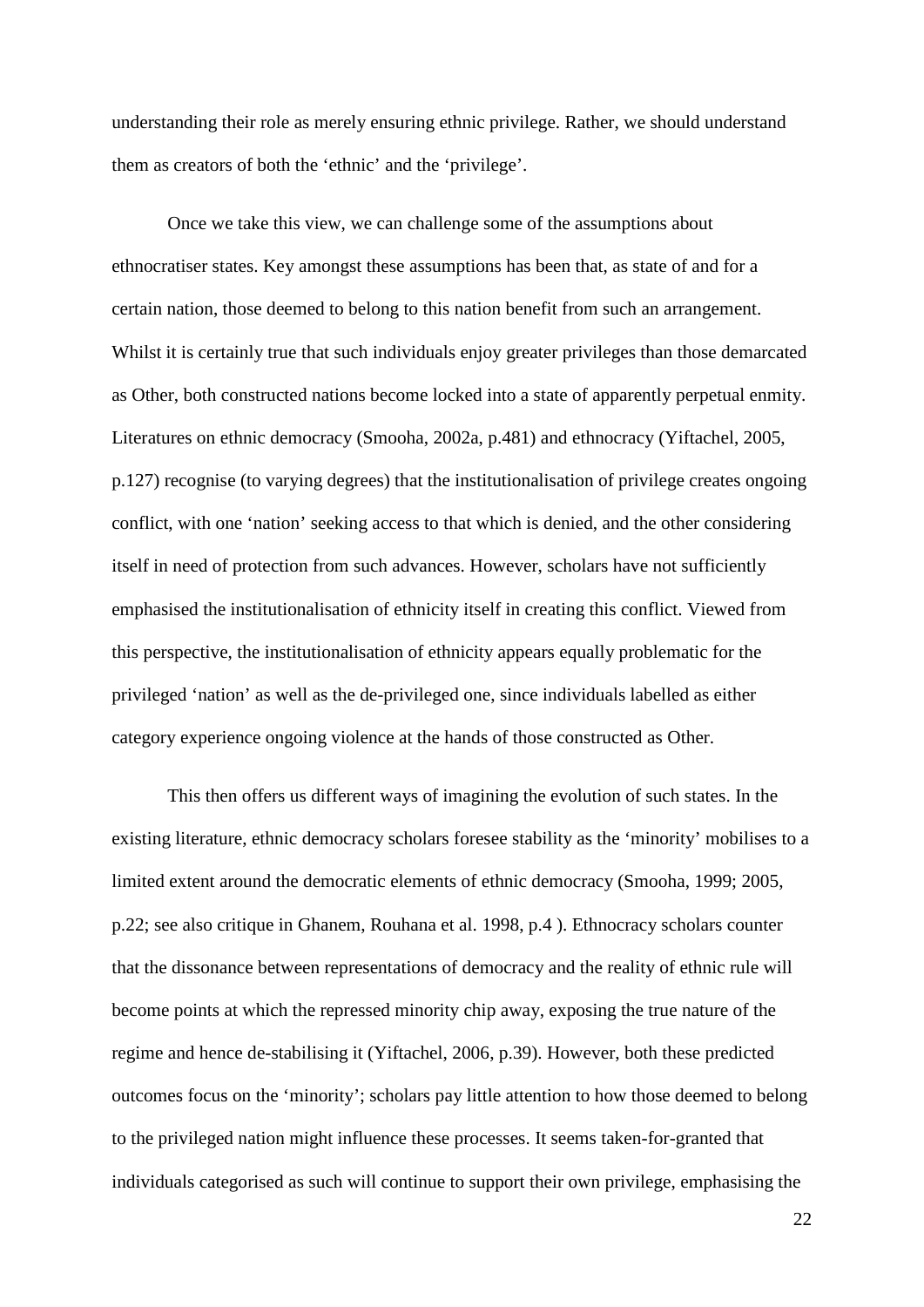understanding their role as merely ensuring ethnic privilege. Rather, we should understand them as creators of both the 'ethnic' and the 'privilege'.

Once we take this view, we can challenge some of the assumptions about ethnocratiser states. Key amongst these assumptions has been that, as state of and for a certain nation, those deemed to belong to this nation benefit from such an arrangement. Whilst it is certainly true that such individuals enjoy greater privileges than those demarcated as Other, both constructed nations become locked into a state of apparently perpetual enmity. Literatures on ethnic democracy (Smooha, 2002a, p.481) and ethnocracy (Yiftachel, 2005, p.127) recognise (to varying degrees) that the institutionalisation of privilege creates ongoing conflict, with one 'nation' seeking access to that which is denied, and the other considering itself in need of protection from such advances. However, scholars have not sufficiently emphasised the institutionalisation of ethnicity itself in creating this conflict. Viewed from this perspective, the institutionalisation of ethnicity appears equally problematic for the privileged 'nation' as well as the de-privileged one, since individuals labelled as either category experience ongoing violence at the hands of those constructed as Other.

This then offers us different ways of imagining the evolution of such states. In the existing literature, ethnic democracy scholars foresee stability as the 'minority' mobilises to a limited extent around the democratic elements of ethnic democracy (Smooha, 1999; 2005, p.22; see also critique in Ghanem, Rouhana et al. 1998, p.4 ). Ethnocracy scholars counter that the dissonance between representations of democracy and the reality of ethnic rule will become points at which the repressed minority chip away, exposing the true nature of the regime and hence de-stabilising it (Yiftachel, 2006, p.39). However, both these predicted outcomes focus on the 'minority'; scholars pay little attention to how those deemed to belong to the privileged nation might influence these processes. It seems taken-for-granted that individuals categorised as such will continue to support their own privilege, emphasising the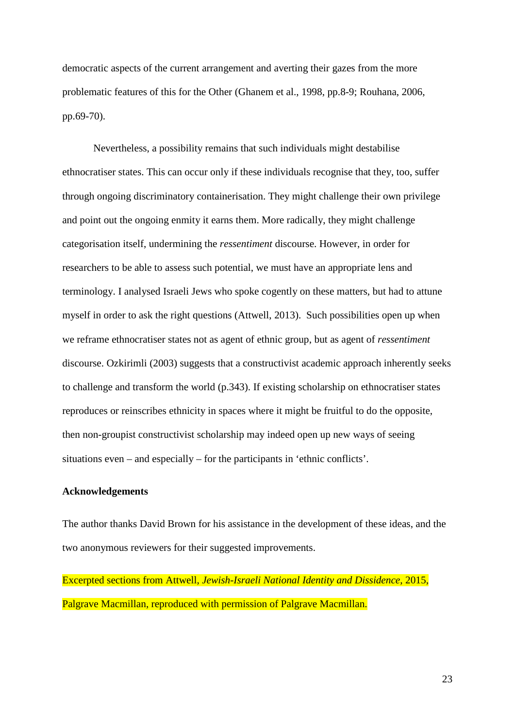democratic aspects of the current arrangement and averting their gazes from the more problematic features of this for the Other (Ghanem et al., 1998, pp.8-9; Rouhana, 2006, pp.69-70).

Nevertheless, a possibility remains that such individuals might destabilise ethnocratiser states. This can occur only if these individuals recognise that they, too, suffer through ongoing discriminatory containerisation. They might challenge their own privilege and point out the ongoing enmity it earns them. More radically, they might challenge categorisation itself, undermining the *ressentiment* discourse. However, in order for researchers to be able to assess such potential, we must have an appropriate lens and terminology. I analysed Israeli Jews who spoke cogently on these matters, but had to attune myself in order to ask the right questions (Attwell, 2013). Such possibilities open up when we reframe ethnocratiser states not as agent of ethnic group, but as agent of *ressentiment* discourse. Ozkirimli (2003) suggests that a constructivist academic approach inherently seeks to challenge and transform the world (p.343). If existing scholarship on ethnocratiser states reproduces or reinscribes ethnicity in spaces where it might be fruitful to do the opposite, then non-groupist constructivist scholarship may indeed open up new ways of seeing situations even – and especially – for the participants in 'ethnic conflicts'.

**Acknowledgements**

The author thanks David Brown for his assistance in the development of these ideas, and the two anonymous reviewers for their suggested improvements.

Excerpted sections from Attwell, *Jewish-Israeli National Identity and Dissidence*, 2015, Palgrave Macmillan, reproduced with permission of Palgrave Macmillan.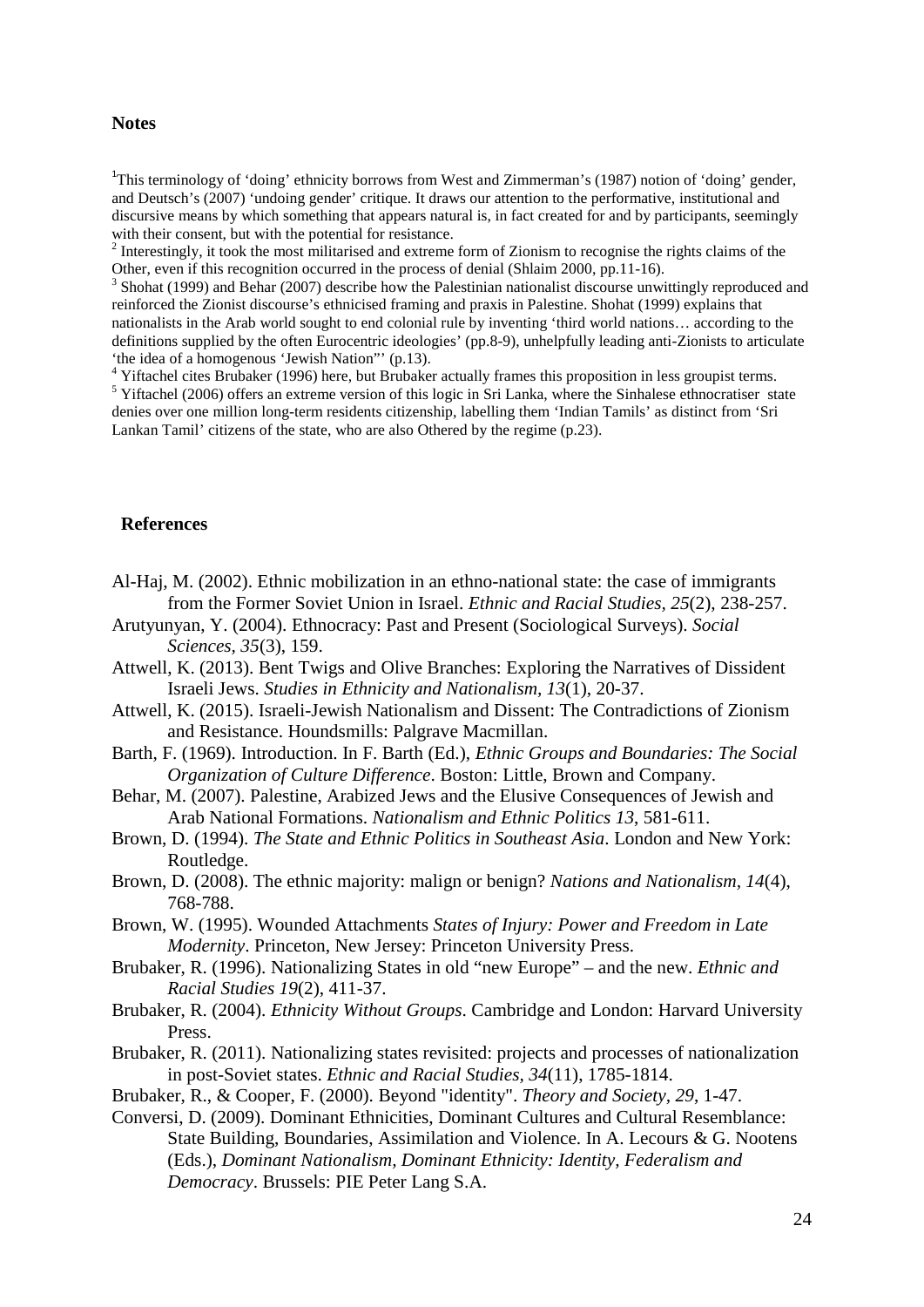**Notes**

[1]This terminology of 'doing' ethnicity borrows from West and Zimmerman's (1987) notion of 'doing' gender, and Deutsch's (2007) 'undoing gender' critique. It draws our attention to the performative, institutional and discursive means by which something that appears natural is, in fact created for and by participants, seemingly with their consent, but with the potential for resistance.

[2] Interestingly, it took the most militarised and extreme form of Zionism to recognise the rights claims of the Other, even if this recognition occurred in the process of denial (Shlaim 2000, pp.11-16).

[3] Shohat (1999) and Behar (2007) describe how the Palestinian nationalist discourse unwittingly reproduced and reinforced the Zionist discourse's ethnicised framing and praxis in Palestine. Shohat (1999) explains that nationalists in the Arab world sought to end colonial rule by inventing 'third world nations… according to the definitions supplied by the often Eurocentric ideologies' (pp.8-9), unhelpfully leading anti-Zionists to articulate 'the idea of a homogenous 'Jewish Nation"' (p.13).

[4] Yiftachel cites Brubaker (1996) here, but Brubaker actually frames this proposition in less groupist terms.

[5] Yiftachel (2006) offers an extreme version of this logic in Sri Lanka, where the Sinhalese ethnocratiser state denies over one million long-term residents citizenship, labelling them 'Indian Tamils' as distinct from 'Sri Lankan Tamil' citizens of the state, who are also Othered by the regime (p.23).

**References**

Al-Haj, M. (2002). Ethnic mobilization in an ethno-national state: the case of immigrants from the Former Soviet Union in Israel. *Ethnic and Racial Studies, 25*(2), 238-257.

Arutyunyan, Y. (2004). Ethnocracy: Past and Present (Sociological Surveys). *Social Sciences, 35*(3), 159.

Attwell, K. (2013). Bent Twigs and Olive Branches: Exploring the Narratives of Dissident Israeli Jews. *Studies in Ethnicity and Nationalism, 13*(1), 20-37.

Attwell, K. (2015). Israeli-Jewish Nationalism and Dissent: The Contradictions of Zionism and Resistance. Houndsmills: Palgrave Macmillan.

Barth, F. (1969). Introduction. In F. Barth (Ed.), *Ethnic Groups and Boundaries: The Social Organization of Culture Difference*. Boston: Little, Brown and Company.

Behar, M. (2007). Palestine, Arabized Jews and the Elusive Consequences of Jewish and Arab National Formations. *Nationalism and Ethnic Politics 13*, 581-611.

Brown, D. (1994). *The State and Ethnic Politics in Southeast Asia*. London and New York: Routledge.

Brown, D. (2008). The ethnic majority: malign or benign? *Nations and Nationalism, 14*(4), 768-788.

Brown, W. (1995). Wounded Attachments *States of Injury: Power and Freedom in Late Modernity*. Princeton, New Jersey: Princeton University Press.

Brubaker, R. (1996). Nationalizing States in old "new Europe" – and the new. *Ethnic and Racial Studies 19*(2), 411-37.

Brubaker, R. (2004). *Ethnicity Without Groups*. Cambridge and London: Harvard University Press.

Brubaker, R. (2011). Nationalizing states revisited: projects and processes of nationalization in post-Soviet states. *Ethnic and Racial Studies, 34*(11), 1785-1814.

Brubaker, R., & Cooper, F. (2000). Beyond "identity". *Theory and Society, 29*, 1-47.

Conversi, D. (2009). Dominant Ethnicities, Dominant Cultures and Cultural Resemblance: State Building, Boundaries, Assimilation and Violence. In A. Lecours & G. Nootens (Eds.), *Dominant Nationalism, Dominant Ethnicity: Identity, Federalism and Democracy*. Brussels: PIE Peter Lang S.A.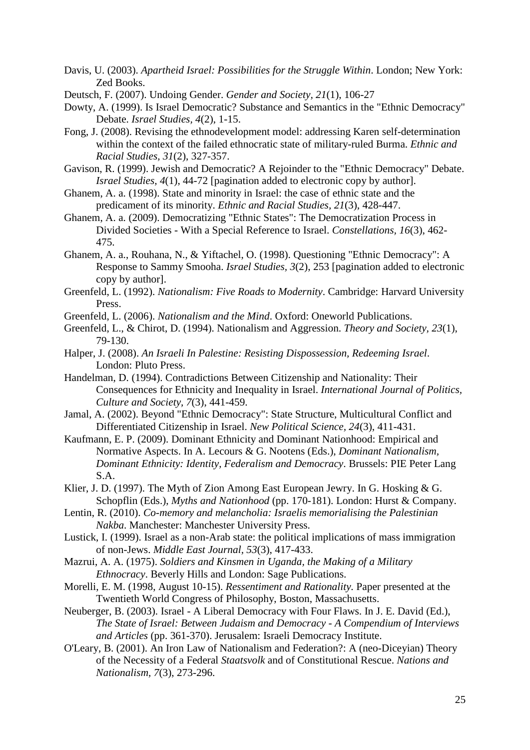Davis, U. (2003). *Apartheid Israel: Possibilities for the Struggle Within*. London; New York: Zed Books.

Deutsch, F. (2007). Undoing Gender. *Gender and Society, 21*(1), 106-27

Dowty, A. (1999). Is Israel Democratic? Substance and Semantics in the "Ethnic Democracy" Debate. *Israel Studies, 4*(2), 1-15.

Fong, J. (2008). Revising the ethnodevelopment model: addressing Karen self-determination within the context of the failed ethnocratic state of military-ruled Burma. *Ethnic and Racial Studies, 31*(2), 327-357.

Gavison, R. (1999). Jewish and Democratic? A Rejoinder to the "Ethnic Democracy" Debate. *Israel Studies, 4*(1), 44-72 [pagination added to electronic copy by author].

Ghanem, A. a. (1998). State and minority in Israel: the case of ethnic state and the predicament of its minority. *Ethnic and Racial Studies, 21*(3), 428-447.

Ghanem, A. a. (2009). Democratizing "Ethnic States": The Democratization Process in Divided Societies - With a Special Reference to Israel. *Constellations, 16*(3), 462-475.

Ghanem, A. a., Rouhana, N., & Yiftachel, O. (1998). Questioning "Ethnic Democracy": A Response to Sammy Smooha. *Israel Studies, 3*(2), 253 [pagination added to electronic copy by author].

Greenfeld, L. (1992). *Nationalism: Five Roads to Modernity*. Cambridge: Harvard University Press.

Greenfeld, L. (2006). *Nationalism and the Mind*. Oxford: Oneworld Publications.

Greenfeld, L., & Chirot, D. (1994). Nationalism and Aggression. *Theory and Society, 23*(1), 79-130.

Halper, J. (2008). *An Israeli In Palestine: Resisting Dispossession, Redeeming Israel*. London: Pluto Press.

Handelman, D. (1994). Contradictions Between Citizenship and Nationality: Their Consequences for Ethnicity and Inequality in Israel. *International Journal of Politics, Culture and Society, 7*(3), 441-459.

Jamal, A. (2002). Beyond "Ethnic Democracy": State Structure, Multicultural Conflict and Differentiated Citizenship in Israel. *New Political Science, 24*(3), 411-431.

Kaufmann, E. P. (2009). Dominant Ethnicity and Dominant Nationhood: Empirical and Normative Aspects. In A. Lecours & G. Nootens (Eds.), *Dominant Nationalism, Dominant Ethnicity: Identity, Federalism and Democracy*. Brussels: PIE Peter Lang S.A.

Klier, J. D. (1997). The Myth of Zion Among East European Jewry. In G. Hosking & G. Schopflin (Eds.), *Myths and Nationhood* (pp. 170-181). London: Hurst & Company.

Lentin, R. (2010). *Co-memory and melancholia: Israelis memorialising the Palestinian Nakba*. Manchester: Manchester University Press.

Lustick, I. (1999). Israel as a non-Arab state: the political implications of mass immigration of non-Jews. *Middle East Journal, 53*(3), 417-433.

Mazrui, A. A. (1975). *Soldiers and Kinsmen in Uganda, the Making of a Military Ethnocracy*. Beverly Hills and London: Sage Publications.

Morelli, E. M. (1998, August 10-15). *Ressentiment and Rationality.* Paper presented at the Twentieth World Congress of Philosophy, Boston, Massachusetts.

Neuberger, B. (2003). Israel - A Liberal Democracy with Four Flaws. In J. E. David (Ed.), *The State of Israel: Between Judaism and Democracy - A Compendium of Interviews and Articles* (pp. 361-370). Jerusalem: Israeli Democracy Institute.

O'Leary, B. (2001). An Iron Law of Nationalism and Federation?: A (neo-Diceyian) Theory of the Necessity of a Federal *Staatsvolk* and of Constitutional Rescue. *Nations and Nationalism, 7*(3), 273-296.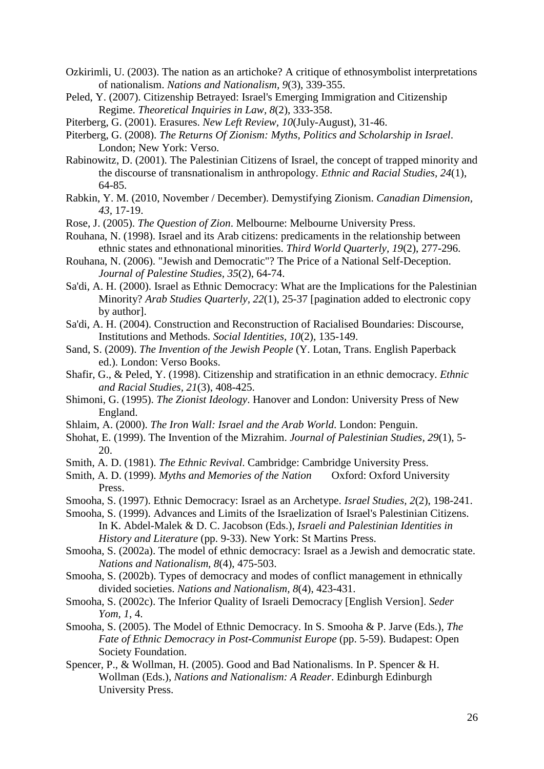Ozkirimli, U. (2003). The nation as an artichoke? A critique of ethnosymbolist interpretations of nationalism. *Nations and Nationalism, 9*(3), 339-355.

Peled, Y. (2007). Citizenship Betrayed: Israel's Emerging Immigration and Citizenship Regime. *Theoretical Inquiries in Law, 8*(2), 333-358.

Piterberg, G. (2001). Erasures. *New Left Review, 10*(July-August), 31-46.

Piterberg, G. (2008). *The Returns Of Zionism: Myths, Politics and Scholarship in Israel*. London; New York: Verso.

Rabinowitz, D. (2001). The Palestinian Citizens of Israel, the concept of trapped minority and the discourse of transnationalism in anthropology. *Ethnic and Racial Studies, 24*(1), 64-85.

Rabkin, Y. M. (2010, November / December). Demystifying Zionism. *Canadian Dimension, 43*, 17-19.

Rose, J. (2005). *The Question of Zion*. Melbourne: Melbourne University Press.

Rouhana, N. (1998). Israel and its Arab citizens: predicaments in the relationship between ethnic states and ethnonational minorities. *Third World Quarterly, 19*(2), 277-296.

Rouhana, N. (2006). "Jewish and Democratic"? The Price of a National Self-Deception. *Journal of Palestine Studies, 35*(2), 64-74.

Sa'di, A. H. (2000). Israel as Ethnic Democracy: What are the Implications for the Palestinian Minority? *Arab Studies Quarterly, 22*(1), 25-37 [pagination added to electronic copy by author].

Sa'di, A. H. (2004). Construction and Reconstruction of Racialised Boundaries: Discourse, Institutions and Methods. *Social Identities, 10*(2), 135-149.

Sand, S. (2009). *The Invention of the Jewish People* (Y. Lotan, Trans. English Paperback ed.). London: Verso Books.

Shafir, G., & Peled, Y. (1998). Citizenship and stratification in an ethnic democracy. *Ethnic and Racial Studies, 21*(3), 408-425.

Shimoni, G. (1995). *The Zionist Ideology*. Hanover and London: University Press of New England.

Shlaim, A. (2000). *The Iron Wall: Israel and the Arab World*. London: Penguin.

Shohat, E. (1999). The Invention of the Mizrahim. *Journal of Palestinian Studies, 29*(1), 5-20.

Smith, A. D. (1981). *The Ethnic Revival*. Cambridge: Cambridge University Press.

Smith, A. D. (1999). *Myths and Memories of the Nation* Oxford: Oxford University Press.

Smooha, S. (1997). Ethnic Democracy: Israel as an Archetype. *Israel Studies, 2*(2), 198-241.

Smooha, S. (1999). Advances and Limits of the Israelization of Israel's Palestinian Citizens. In K. Abdel-Malek & D. C. Jacobson (Eds.), *Israeli and Palestinian Identities in History and Literature* (pp. 9-33). New York: St Martins Press.

Smooha, S. (2002a). The model of ethnic democracy: Israel as a Jewish and democratic state. *Nations and Nationalism, 8*(4), 475-503.

Smooha, S. (2002b). Types of democracy and modes of conflict management in ethnically divided societies. *Nations and Nationalism, 8*(4), 423-431.

Smooha, S. (2002c). The Inferior Quality of Israeli Democracy [English Version]. *Seder Yom, 1*, 4.

Smooha, S. (2005). The Model of Ethnic Democracy. In S. Smooha & P. Jarve (Eds.), *The Fate of Ethnic Democracy in Post-Communist Europe* (pp. 5-59). Budapest: Open Society Foundation.

Spencer, P., & Wollman, H. (2005). Good and Bad Nationalisms. In P. Spencer & H. Wollman (Eds.), *Nations and Nationalism: A Reader*. Edinburgh Edinburgh University Press.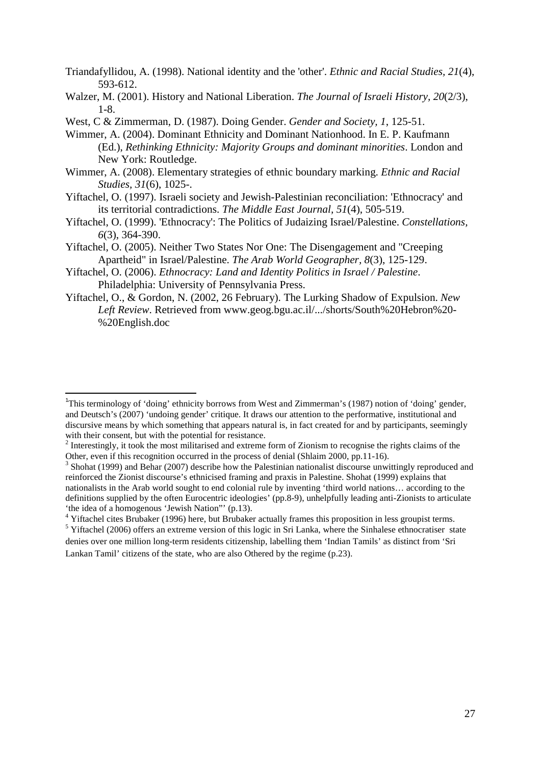Triandafyllidou, A. (1998). National identity and the 'other'. *Ethnic and Racial Studies, 21*(4), 593-612.

Walzer, M. (2001). History and National Liberation. *The Journal of Israeli History, 20*(2/3), 1-8.

West, C & Zimmerman, D. (1987). Doing Gender. *Gender and Society, 1*, 125-51.

Wimmer, A. (2004). Dominant Ethnicity and Dominant Nationhood. In E. P. Kaufmann (Ed.), *Rethinking Ethnicity: Majority Groups and dominant minorities*. London and New York: Routledge.

Wimmer, A. (2008). Elementary strategies of ethnic boundary marking. *Ethnic and Racial Studies, 31*(6), 1025-.

Yiftachel, O. (1997). Israeli society and Jewish-Palestinian reconciliation: 'Ethnocracy' and its territorial contradictions. *The Middle East Journal, 51*(4), 505-519.

Yiftachel, O. (1999). 'Ethnocracy': The Politics of Judaizing Israel/Palestine. *Constellations, 6*(3), 364-390.

Yiftachel, O. (2005). Neither Two States Nor One: The Disengagement and "Creeping Apartheid" in Israel/Palestine. *The Arab World Geographer, 8*(3), 125-129.

Yiftachel, O. (2006). *Ethnocracy: Land and Identity Politics in Israel / Palestine*. Philadelphia: University of Pennsylvania Press.

Yiftachel, O., & Gordon, N. (2002, 26 February). The Lurking Shadow of Expulsion. *New Left Review*. Retrieved from www.geog.bgu.ac.il/.../shorts/South%20Hebron%20-%20English.doc

---

[1]This terminology of 'doing' ethnicity borrows from West and Zimmerman's (1987) notion of 'doing' gender, and Deutsch's (2007) 'undoing gender' critique. It draws our attention to the performative, institutional and discursive means by which something that appears natural is, in fact created for and by participants, seemingly with their consent, but with the potential for resistance.

[2] Interestingly, it took the most militarised and extreme form of Zionism to recognise the rights claims of the Other, even if this recognition occurred in the process of denial (Shlaim 2000, pp.11-16).

[3] Shohat (1999) and Behar (2007) describe how the Palestinian nationalist discourse unwittingly reproduced and reinforced the Zionist discourse's ethnicised framing and praxis in Palestine. Shohat (1999) explains that nationalists in the Arab world sought to end colonial rule by inventing 'third world nations… according to the definitions supplied by the often Eurocentric ideologies' (pp.8-9), unhelpfully leading anti-Zionists to articulate 'the idea of a homogenous 'Jewish Nation"' (p.13).

[4] Yiftachel cites Brubaker (1996) here, but Brubaker actually frames this proposition in less groupist terms.

[5] Yiftachel (2006) offers an extreme version of this logic in Sri Lanka, where the Sinhalese ethnocratiser state denies over one million long-term residents citizenship, labelling them 'Indian Tamils' as distinct from 'Sri Lankan Tamil' citizens of the state, who are also Othered by the regime (p.23).